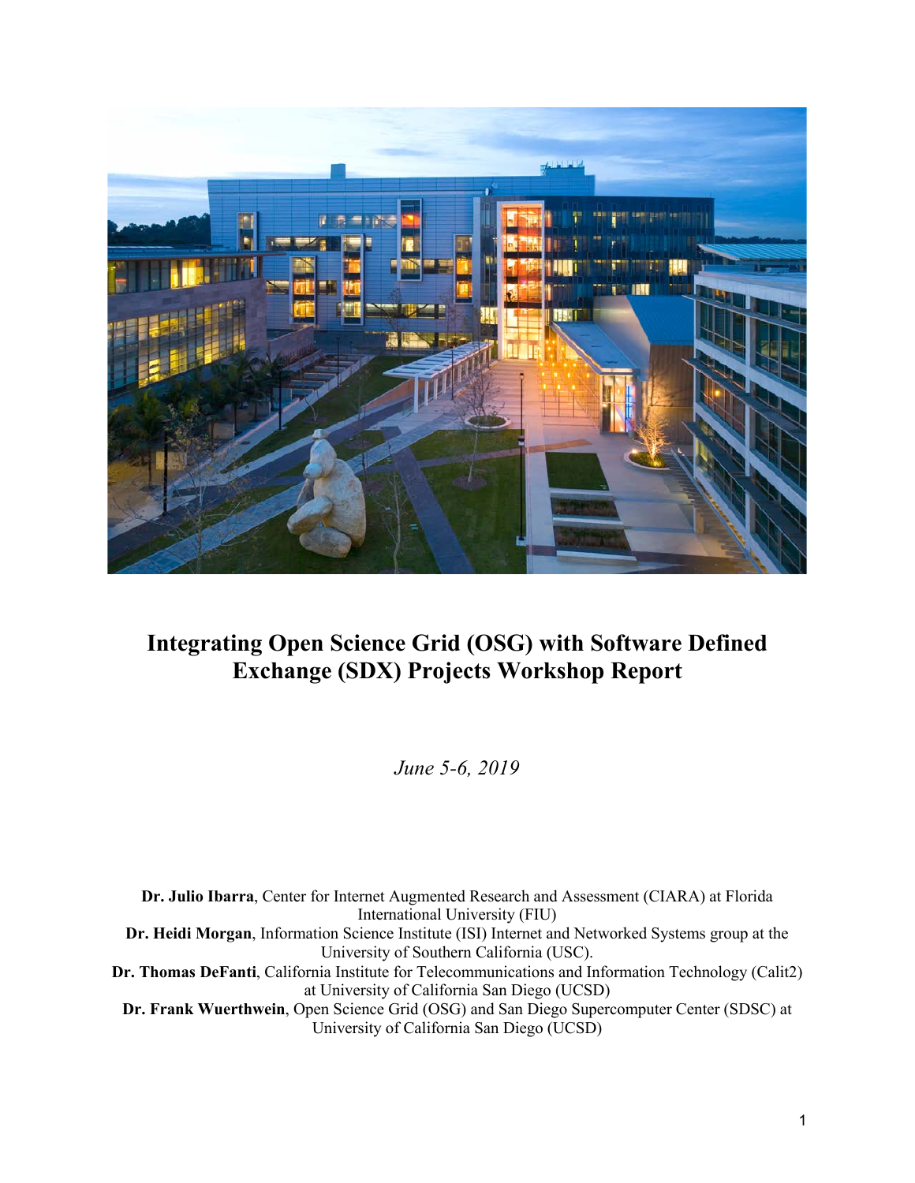# Integrating Open Science Grid (OSG) with Software Defined Exchange (SDX) Projects Workshop Report

*June 5-6, 2019*

**Dr. Julio Ibarra**, Center for Internet Augmented Research and Assessment (CIARA) at Florida International University (FIU)

**Dr. Heidi Morgan**, Information Science Institute (ISI) Internet and Networked Systems group at the University of Southern California (USC).

**Dr. Thomas DeFanti**, California Institute for Telecommunications and Information Technology (Calit2) at University of California San Diego (UCSD)

**Dr. Frank Wuerthwein**, Open Science Grid (OSG) and San Diego Supercomputer Center (SDSC) at University of California San Diego (UCSD)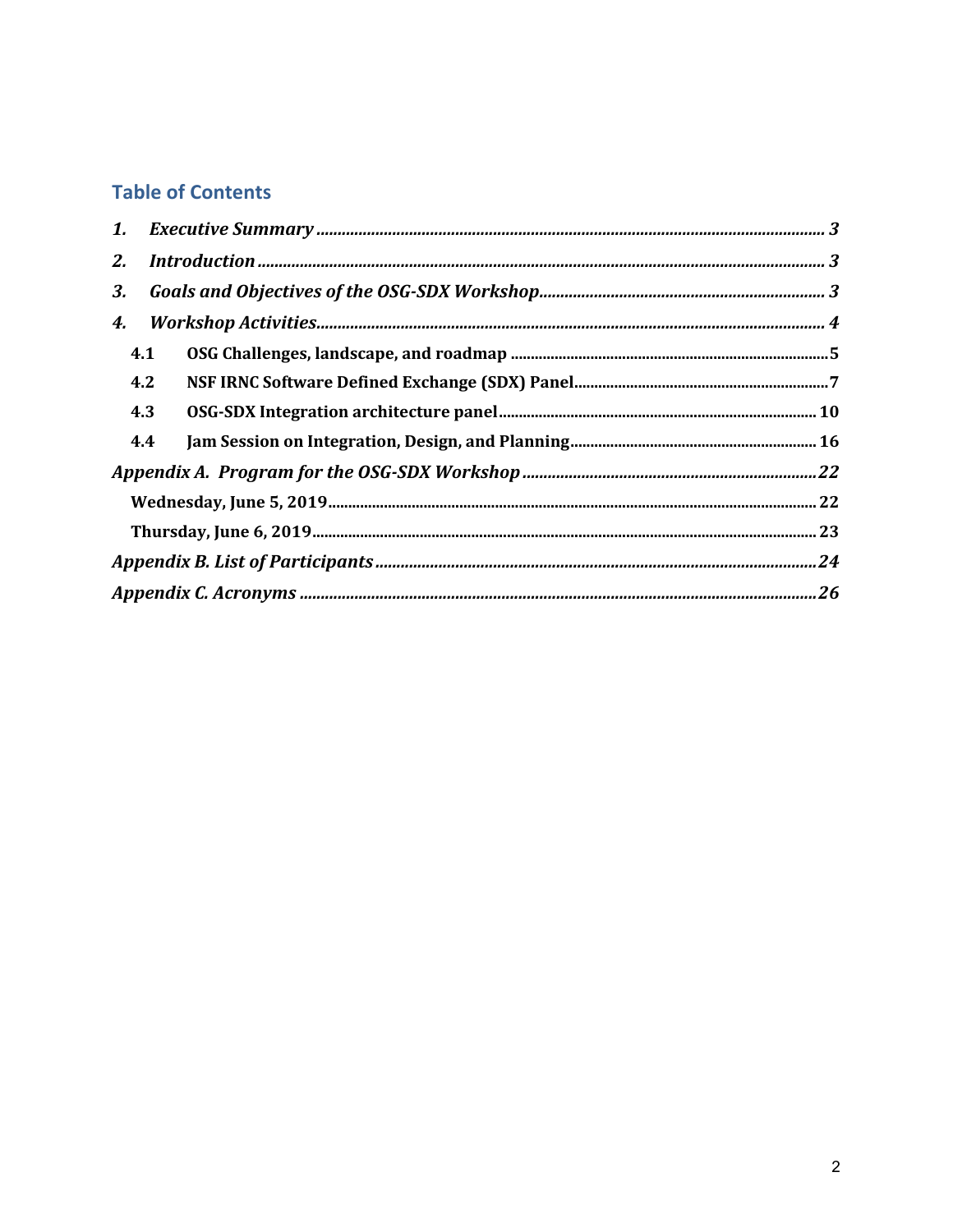## Table of Contents

*1. Executive Summary* ........ *3*

*2. Introduction* ........ *3*

*3. Goals and Objectives of the OSG-SDX Workshop* ........ *3*

*4. Workshop Activities* ........ *4*

- **4.1 OSG Challenges, landscape, and roadmap** ........ **5**
- **4.2 NSF IRNC Software Defined Exchange (SDX) Panel** ........ **7**
- **4.3 OSG-SDX Integration architecture panel** ........ **10**
- **4.4 Jam Session on Integration, Design, and Planning** ........ **16**

*Appendix A. Program for the OSG-SDX Workshop* ........ *22*

- **Wednesday, June 5, 2019** ........ **22**
- **Thursday, June 6, 2019** ........ **23**

*Appendix B. List of Participants* ........ *24*

*Appendix C. Acronyms* ........ *26*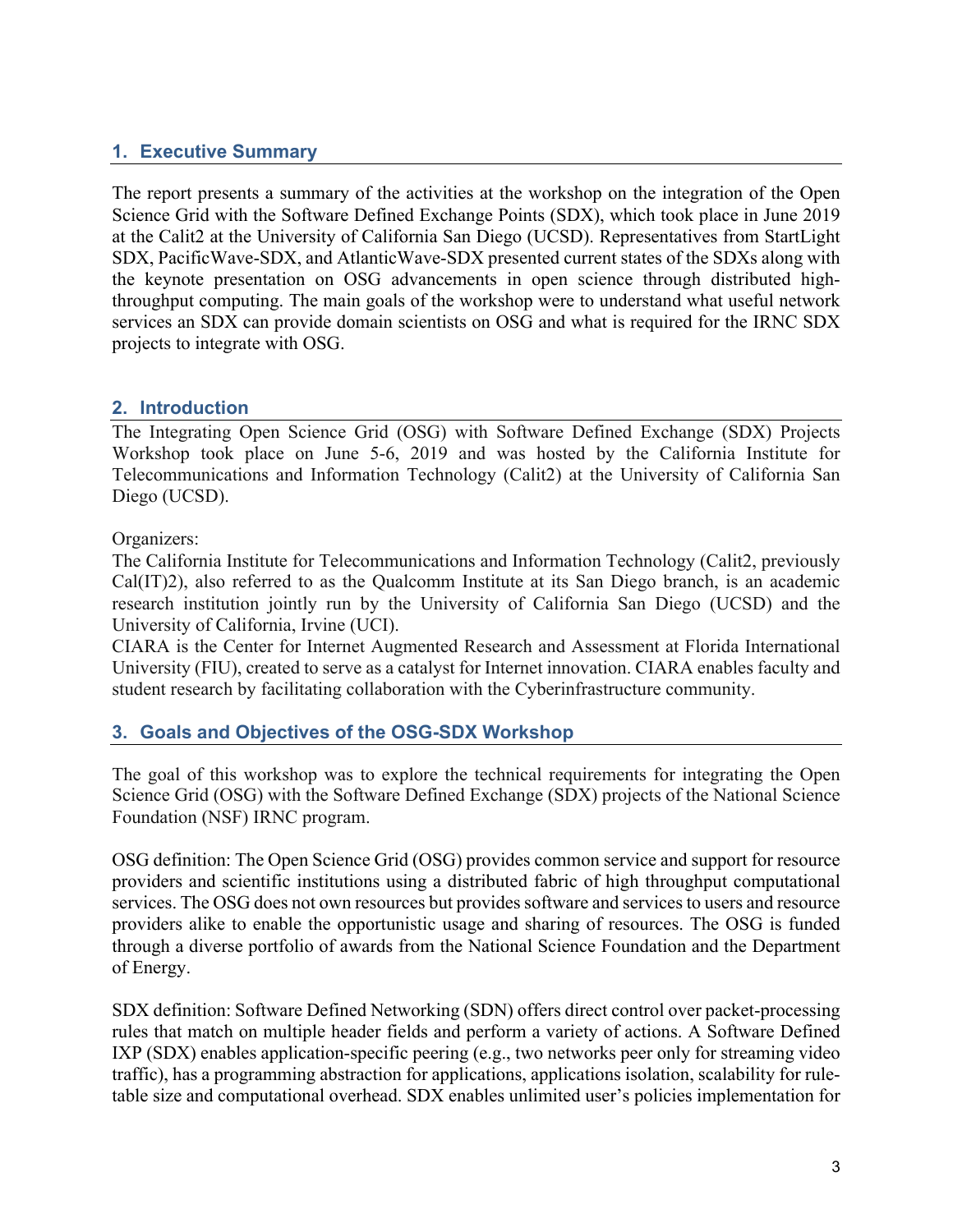## 1. Executive Summary

The report presents a summary of the activities at the workshop on the integration of the Open Science Grid with the Software Defined Exchange Points (SDX), which took place in June 2019 at the Calit2 at the University of California San Diego (UCSD). Representatives from StartLight SDX, PacificWave-SDX, and AtlanticWave-SDX presented current states of the SDXs along with the keynote presentation on OSG advancements in open science through distributed high-throughput computing. The main goals of the workshop were to understand what useful network services an SDX can provide domain scientists on OSG and what is required for the IRNC SDX projects to integrate with OSG.

## 2. Introduction

The Integrating Open Science Grid (OSG) with Software Defined Exchange (SDX) Projects Workshop took place on June 5-6, 2019 and was hosted by the California Institute for Telecommunications and Information Technology (Calit2) at the University of California San Diego (UCSD).

Organizers:

The California Institute for Telecommunications and Information Technology (Calit2, previously Cal(IT)2), also referred to as the Qualcomm Institute at its San Diego branch, is an academic research institution jointly run by the University of California San Diego (UCSD) and the University of California, Irvine (UCI).

CIARA is the Center for Internet Augmented Research and Assessment at Florida International University (FIU), created to serve as a catalyst for Internet innovation. CIARA enables faculty and student research by facilitating collaboration with the Cyberinfrastructure community.

## 3. Goals and Objectives of the OSG-SDX Workshop

The goal of this workshop was to explore the technical requirements for integrating the Open Science Grid (OSG) with the Software Defined Exchange (SDX) projects of the National Science Foundation (NSF) IRNC program.

OSG definition: The Open Science Grid (OSG) provides common service and support for resource providers and scientific institutions using a distributed fabric of high throughput computational services. The OSG does not own resources but provides software and services to users and resource providers alike to enable the opportunistic usage and sharing of resources. The OSG is funded through a diverse portfolio of awards from the National Science Foundation and the Department of Energy.

SDX definition: Software Defined Networking (SDN) offers direct control over packet-processing rules that match on multiple header fields and perform a variety of actions. A Software Defined IXP (SDX) enables application-specific peering (e.g., two networks peer only for streaming video traffic), has a programming abstraction for applications, applications isolation, scalability for rule-table size and computational overhead. SDX enables unlimited user's policies implementation for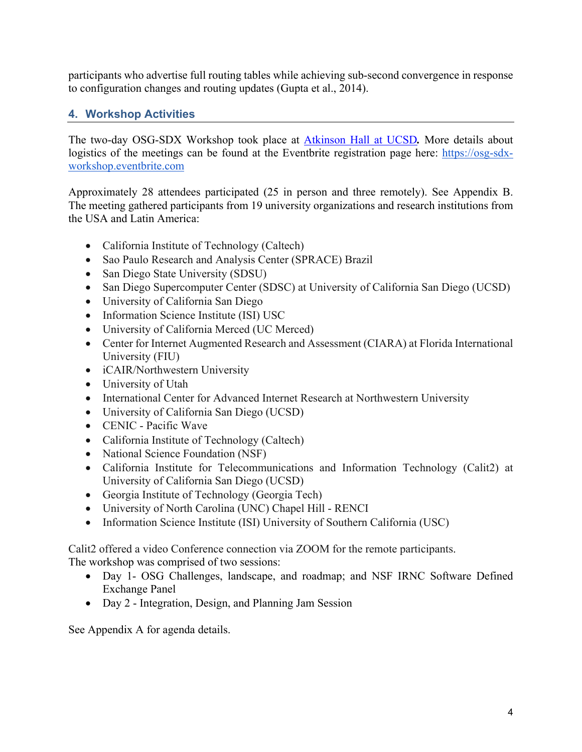participants who advertise full routing tables while achieving sub-second convergence in response to configuration changes and routing updates (Gupta et al., 2014).

## 4. Workshop Activities

The two-day OSG-SDX Workshop took place at [Atkinson Hall at UCSD](). More details about logistics of the meetings can be found at the Eventbrite registration page here: [https://osg-sdx-workshop.eventbrite.com](https://osg-sdx-workshop.eventbrite.com)

Approximately 28 attendees participated (25 in person and three remotely). See Appendix B. The meeting gathered participants from 19 university organizations and research institutions from the USA and Latin America:

- California Institute of Technology (Caltech)
- Sao Paulo Research and Analysis Center (SPRACE) Brazil
- San Diego State University (SDSU)
- San Diego Supercomputer Center (SDSC) at University of California San Diego (UCSD)
- University of California San Diego
- Information Science Institute (ISI) USC
- University of California Merced (UC Merced)
- Center for Internet Augmented Research and Assessment (CIARA) at Florida International University (FIU)
- iCAIR/Northwestern University
- University of Utah
- International Center for Advanced Internet Research at Northwestern University
- University of California San Diego (UCSD)
- CENIC - Pacific Wave
- California Institute of Technology (Caltech)
- National Science Foundation (NSF)
- California Institute for Telecommunications and Information Technology (Calit2) at University of California San Diego (UCSD)
- Georgia Institute of Technology (Georgia Tech)
- University of North Carolina (UNC) Chapel Hill - RENCI
- Information Science Institute (ISI) University of Southern California (USC)

Calit2 offered a video Conference connection via ZOOM for the remote participants.
The workshop was comprised of two sessions:

- Day 1- OSG Challenges, landscape, and roadmap; and NSF IRNC Software Defined Exchange Panel
- Day 2 - Integration, Design, and Planning Jam Session

See Appendix A for agenda details.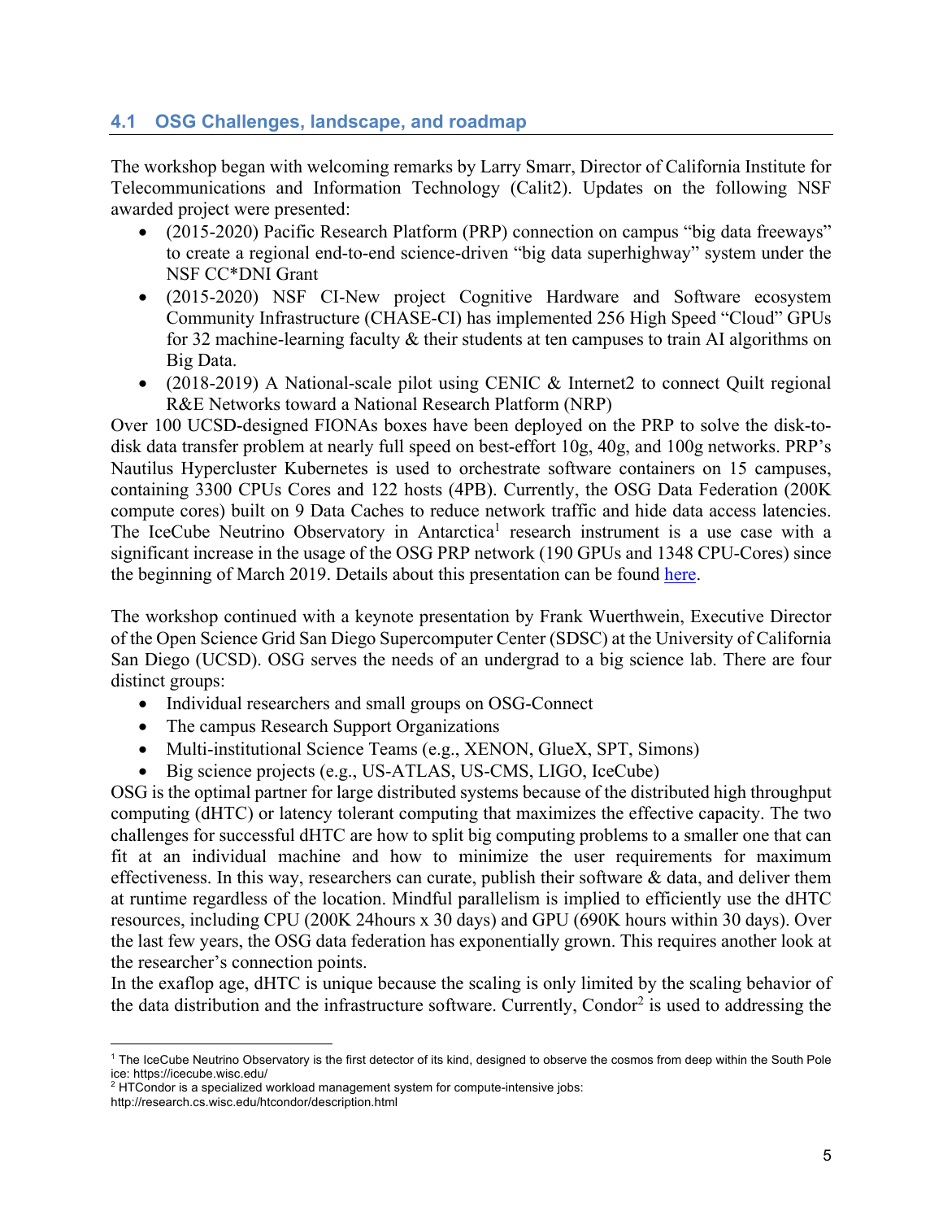### 4.1 OSG Challenges, landscape, and roadmap

The workshop began with welcoming remarks by Larry Smarr, Director of California Institute for Telecommunications and Information Technology (Calit2). Updates on the following NSF awarded project were presented:

- (2015-2020) Pacific Research Platform (PRP) connection on campus "big data freeways" to create a regional end-to-end science-driven "big data superhighway" system under the NSF CC*DNI Grant
- (2015-2020) NSF CI-New project Cognitive Hardware and Software ecosystem Community Infrastructure (CHASE-CI) has implemented 256 High Speed "Cloud" GPUs for 32 machine-learning faculty & their students at ten campuses to train AI algorithms on Big Data.
- (2018-2019) A National-scale pilot using CENIC & Internet2 to connect Quilt regional R&E Networks toward a National Research Platform (NRP)

Over 100 UCSD-designed FIONAs boxes have been deployed on the PRP to solve the disk-to-disk data transfer problem at nearly full speed on best-effort 10g, 40g, and 100g networks. PRP's Nautilus Hypercluster Kubernetes is used to orchestrate software containers on 15 campuses, containing 3300 CPUs Cores and 122 hosts (4PB). Currently, the OSG Data Federation (200K compute cores) built on 9 Data Caches to reduce network traffic and hide data access latencies. The IceCube Neutrino Observatory in Antarctica[1] research instrument is a use case with a significant increase in the usage of the OSG PRP network (190 GPUs and 1348 CPU-Cores) since the beginning of March 2019. Details about this presentation can be found here.

The workshop continued with a keynote presentation by Frank Wuerthwein, Executive Director of the Open Science Grid San Diego Supercomputer Center (SDSC) at the University of California San Diego (UCSD). OSG serves the needs of an undergrad to a big science lab. There are four distinct groups:

- Individual researchers and small groups on OSG-Connect
- The campus Research Support Organizations
- Multi-institutional Science Teams (e.g., XENON, GlueX, SPT, Simons)
- Big science projects (e.g., US-ATLAS, US-CMS, LIGO, IceCube)

OSG is the optimal partner for large distributed systems because of the distributed high throughput computing (dHTC) or latency tolerant computing that maximizes the effective capacity. The two challenges for successful dHTC are how to split big computing problems to a smaller one that can fit at an individual machine and how to minimize the user requirements for maximum effectiveness. In this way, researchers can curate, publish their software & data, and deliver them at runtime regardless of the location. Mindful parallelism is implied to efficiently use the dHTC resources, including CPU (200K 24hours x 30 days) and GPU (690K hours within 30 days). Over the last few years, the OSG data federation has exponentially grown. This requires another look at the researcher's connection points.

In the exaflop age, dHTC is unique because the scaling is only limited by the scaling behavior of the data distribution and the infrastructure software. Currently, Condor[2] is used to addressing the

[1] The IceCube Neutrino Observatory is the first detector of its kind, designed to observe the cosmos from deep within the South Pole ice: https://icecube.wisc.edu/

[2] HTCondor is a specialized workload management system for compute-intensive jobs: http://research.cs.wisc.edu/htcondor/description.html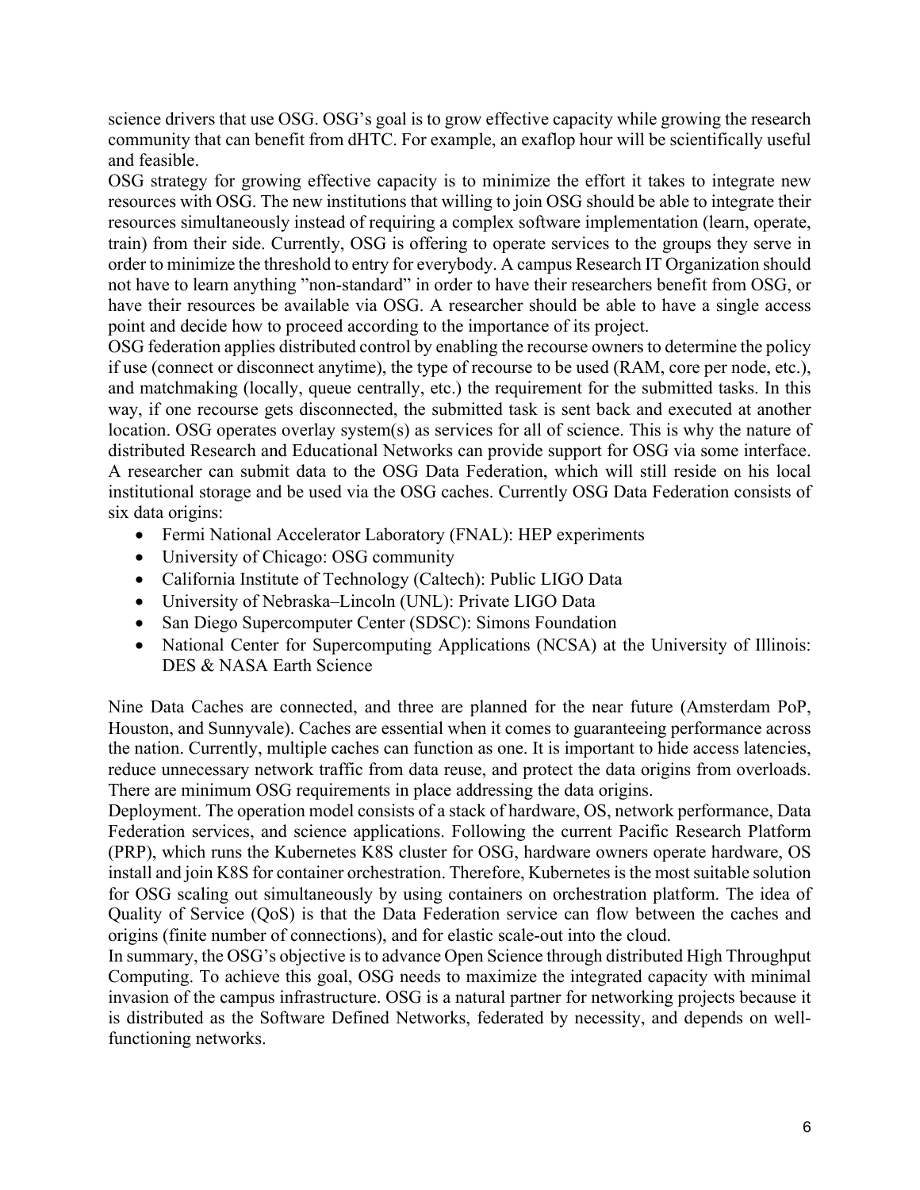science drivers that use OSG. OSG's goal is to grow effective capacity while growing the research community that can benefit from dHTC. For example, an exaflop hour will be scientifically useful and feasible.

OSG strategy for growing effective capacity is to minimize the effort it takes to integrate new resources with OSG. The new institutions that willing to join OSG should be able to integrate their resources simultaneously instead of requiring a complex software implementation (learn, operate, train) from their side. Currently, OSG is offering to operate services to the groups they serve in order to minimize the threshold to entry for everybody. A campus Research IT Organization should not have to learn anything "non-standard" in order to have their researchers benefit from OSG, or have their resources be available via OSG. A researcher should be able to have a single access point and decide how to proceed according to the importance of its project.

OSG federation applies distributed control by enabling the recourse owners to determine the policy if use (connect or disconnect anytime), the type of recourse to be used (RAM, core per node, etc.), and matchmaking (locally, queue centrally, etc.) the requirement for the submitted tasks. In this way, if one recourse gets disconnected, the submitted task is sent back and executed at another location. OSG operates overlay system(s) as services for all of science. This is why the nature of distributed Research and Educational Networks can provide support for OSG via some interface. A researcher can submit data to the OSG Data Federation, which will still reside on his local institutional storage and be used via the OSG caches. Currently OSG Data Federation consists of six data origins:

- Fermi National Accelerator Laboratory (FNAL): HEP experiments
- University of Chicago: OSG community
- California Institute of Technology (Caltech): Public LIGO Data
- University of Nebraska–Lincoln (UNL): Private LIGO Data
- San Diego Supercomputer Center (SDSC): Simons Foundation
- National Center for Supercomputing Applications (NCSA) at the University of Illinois: DES & NASA Earth Science

Nine Data Caches are connected, and three are planned for the near future (Amsterdam PoP, Houston, and Sunnyvale). Caches are essential when it comes to guaranteeing performance across the nation. Currently, multiple caches can function as one. It is important to hide access latencies, reduce unnecessary network traffic from data reuse, and protect the data origins from overloads. There are minimum OSG requirements in place addressing the data origins.

Deployment. The operation model consists of a stack of hardware, OS, network performance, Data Federation services, and science applications. Following the current Pacific Research Platform (PRP), which runs the Kubernetes K8S cluster for OSG, hardware owners operate hardware, OS install and join K8S for container orchestration. Therefore, Kubernetes is the most suitable solution for OSG scaling out simultaneously by using containers on orchestration platform. The idea of Quality of Service (QoS) is that the Data Federation service can flow between the caches and origins (finite number of connections), and for elastic scale-out into the cloud.

In summary, the OSG's objective is to advance Open Science through distributed High Throughput Computing. To achieve this goal, OSG needs to maximize the integrated capacity with minimal invasion of the campus infrastructure. OSG is a natural partner for networking projects because it is distributed as the Software Defined Networks, federated by necessity, and depends on well-functioning networks.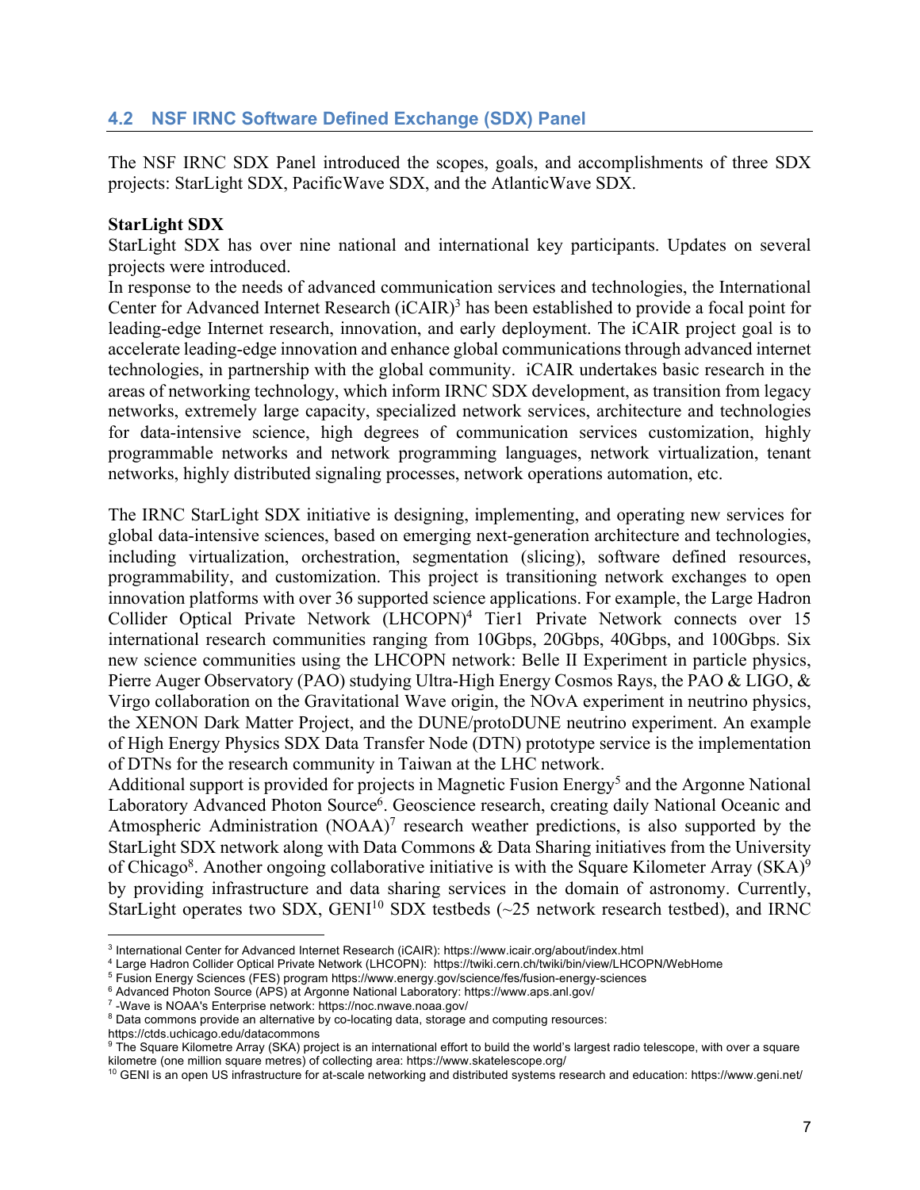## 4.2 NSF IRNC Software Defined Exchange (SDX) Panel

The NSF IRNC SDX Panel introduced the scopes, goals, and accomplishments of three SDX projects: StarLight SDX, PacificWave SDX, and the AtlanticWave SDX.

**StarLight SDX**

StarLight SDX has over nine national and international key participants. Updates on several projects were introduced.

In response to the needs of advanced communication services and technologies, the International Center for Advanced Internet Research (iCAIR)[3] has been established to provide a focal point for leading-edge Internet research, innovation, and early deployment. The iCAIR project goal is to accelerate leading-edge innovation and enhance global communications through advanced internet technologies, in partnership with the global community. iCAIR undertakes basic research in the areas of networking technology, which inform IRNC SDX development, as transition from legacy networks, extremely large capacity, specialized network services, architecture and technologies for data-intensive science, high degrees of communication services customization, highly programmable networks and network programming languages, network virtualization, tenant networks, highly distributed signaling processes, network operations automation, etc.

The IRNC StarLight SDX initiative is designing, implementing, and operating new services for global data-intensive sciences, based on emerging next-generation architecture and technologies, including virtualization, orchestration, segmentation (slicing), software defined resources, programmability, and customization. This project is transitioning network exchanges to open innovation platforms with over 36 supported science applications. For example, the Large Hadron Collider Optical Private Network (LHCOPN)[4] Tier1 Private Network connects over 15 international research communities ranging from 10Gbps, 20Gbps, 40Gbps, and 100Gbps. Six new science communities using the LHCOPN network: Belle II Experiment in particle physics, Pierre Auger Observatory (PAO) studying Ultra-High Energy Cosmos Rays, the PAO & LIGO, & Virgo collaboration on the Gravitational Wave origin, the NOvA experiment in neutrino physics, the XENON Dark Matter Project, and the DUNE/protoDUNE neutrino experiment. An example of High Energy Physics SDX Data Transfer Node (DTN) prototype service is the implementation of DTNs for the research community in Taiwan at the LHC network.

Additional support is provided for projects in Magnetic Fusion Energy[5] and the Argonne National Laboratory Advanced Photon Source[6]. Geoscience research, creating daily National Oceanic and Atmospheric Administration (NOAA)[7] research weather predictions, is also supported by the StarLight SDX network along with Data Commons & Data Sharing initiatives from the University of Chicago[8]. Another ongoing collaborative initiative is with the Square Kilometer Array (SKA)[9] by providing infrastructure and data sharing services in the domain of astronomy. Currently, StarLight operates two SDX, GENI[10] SDX testbeds (~25 network research testbed), and IRNC

---

[3] International Center for Advanced Internet Research (iCAIR): https://www.icair.org/about/index.html

[4] Large Hadron Collider Optical Private Network (LHCOPN): https://twiki.cern.ch/twiki/bin/view/LHCOPN/WebHome

[5] Fusion Energy Sciences (FES) program https://www.energy.gov/science/fes/fusion-energy-sciences

[6] Advanced Photon Source (APS) at Argonne National Laboratory: https://www.aps.anl.gov/

[7] -Wave is NOAA's Enterprise network: https://noc.nwave.noaa.gov/

[8] Data commons provide an alternative by co-locating data, storage and computing resources: https://ctds.uchicago.edu/datacommons

[9] The Square Kilometre Array (SKA) project is an international effort to build the world's largest radio telescope, with over a square kilometre (one million square metres) of collecting area: https://www.skatelescope.org/

[10] GENI is an open US infrastructure for at-scale networking and distributed systems research and education: https://www.geni.net/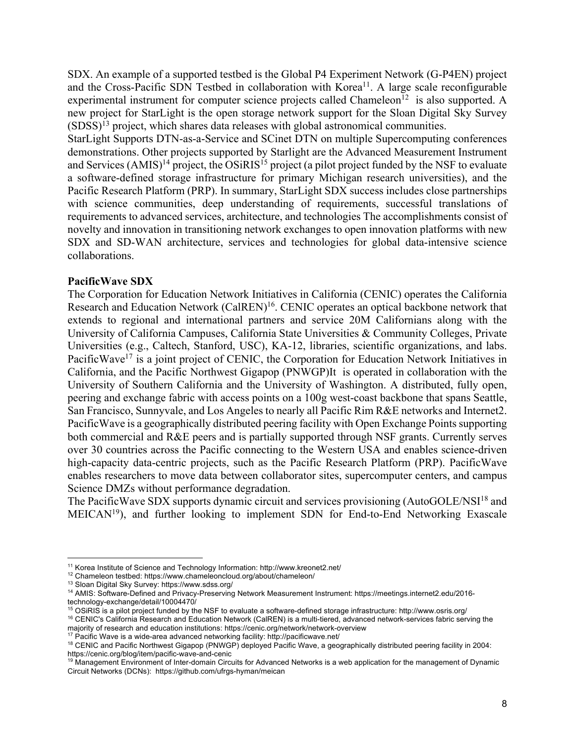SDX. An example of a supported testbed is the Global P4 Experiment Network (G-P4EN) project and the Cross-Pacific SDN Testbed in collaboration with Korea[11]. A large scale reconfigurable experimental instrument for computer science projects called Chameleon[12] is also supported. A new project for StarLight is the open storage network support for the Sloan Digital Sky Survey (SDSS)[13] project, which shares data releases with global astronomical communities.

StarLight Supports DTN-as-a-Service and SCinet DTN on multiple Supercomputing conferences demonstrations. Other projects supported by Starlight are the Advanced Measurement Instrument and Services (AMIS)[14] project, the OSiRIS[15] project (a pilot project funded by the NSF to evaluate a software-defined storage infrastructure for primary Michigan research universities), and the Pacific Research Platform (PRP). In summary, StarLight SDX success includes close partnerships with science communities, deep understanding of requirements, successful translations of requirements to advanced services, architecture, and technologies The accomplishments consist of novelty and innovation in transitioning network exchanges to open innovation platforms with new SDX and SD-WAN architecture, services and technologies for global data-intensive science collaborations.

**PacificWave SDX**

The Corporation for Education Network Initiatives in California (CENIC) operates the California Research and Education Network (CalREN)[16]. CENIC operates an optical backbone network that extends to regional and international partners and service 20M Californians along with the University of California Campuses, California State Universities & Community Colleges, Private Universities (e.g., Caltech, Stanford, USC), KA-12, libraries, scientific organizations, and labs. PacificWave[17] is a joint project of CENIC, the Corporation for Education Network Initiatives in California, and the Pacific Northwest Gigapop (PNWGP)It is operated in collaboration with the University of Southern California and the University of Washington. A distributed, fully open, peering and exchange fabric with access points on a 100g west-coast backbone that spans Seattle, San Francisco, Sunnyvale, and Los Angeles to nearly all Pacific Rim R&E networks and Internet2. PacificWave is a geographically distributed peering facility with Open Exchange Points supporting both commercial and R&E peers and is partially supported through NSF grants. Currently serves over 30 countries across the Pacific connecting to the Western USA and enables science-driven high-capacity data-centric projects, such as the Pacific Research Platform (PRP). PacificWave enables researchers to move data between collaborator sites, supercomputer centers, and campus Science DMZs without performance degradation.

The PacificWave SDX supports dynamic circuit and services provisioning (AutoGOLE/NSI[18] and MEICAN[19]), and further looking to implement SDN for End-to-End Networking Exascale

---

[11] Korea Institute of Science and Technology Information: http://www.kreonet2.net/

[12] Chameleon testbed: https://www.chameleoncloud.org/about/chameleon/

[13] Sloan Digital Sky Survey: https://www.sdss.org/

[14] AMIS: Software-Defined and Privacy-Preserving Network Measurement Instrument: https://meetings.internet2.edu/2016-technology-exchange/detail/10004470/

[15] OSiRIS is a pilot project funded by the NSF to evaluate a software-defined storage infrastructure: http://www.osris.org/

[16] CENIC's California Research and Education Network (CalREN) is a multi-tiered, advanced network-services fabric serving the majority of research and education institutions: https://cenic.org/network/network-overview

[17] Pacific Wave is a wide-area advanced networking facility: http://pacificwave.net/

[18] CENIC and Pacific Northwest Gigapop (PNWGP) deployed Pacific Wave, a geographically distributed peering facility in 2004: https://cenic.org/blog/item/pacific-wave-and-cenic

[19] Management Environment of Inter-domain Circuits for Advanced Networks is a web application for the management of Dynamic Circuit Networks (DCNs): https://github.com/ufrgs-hyman/meican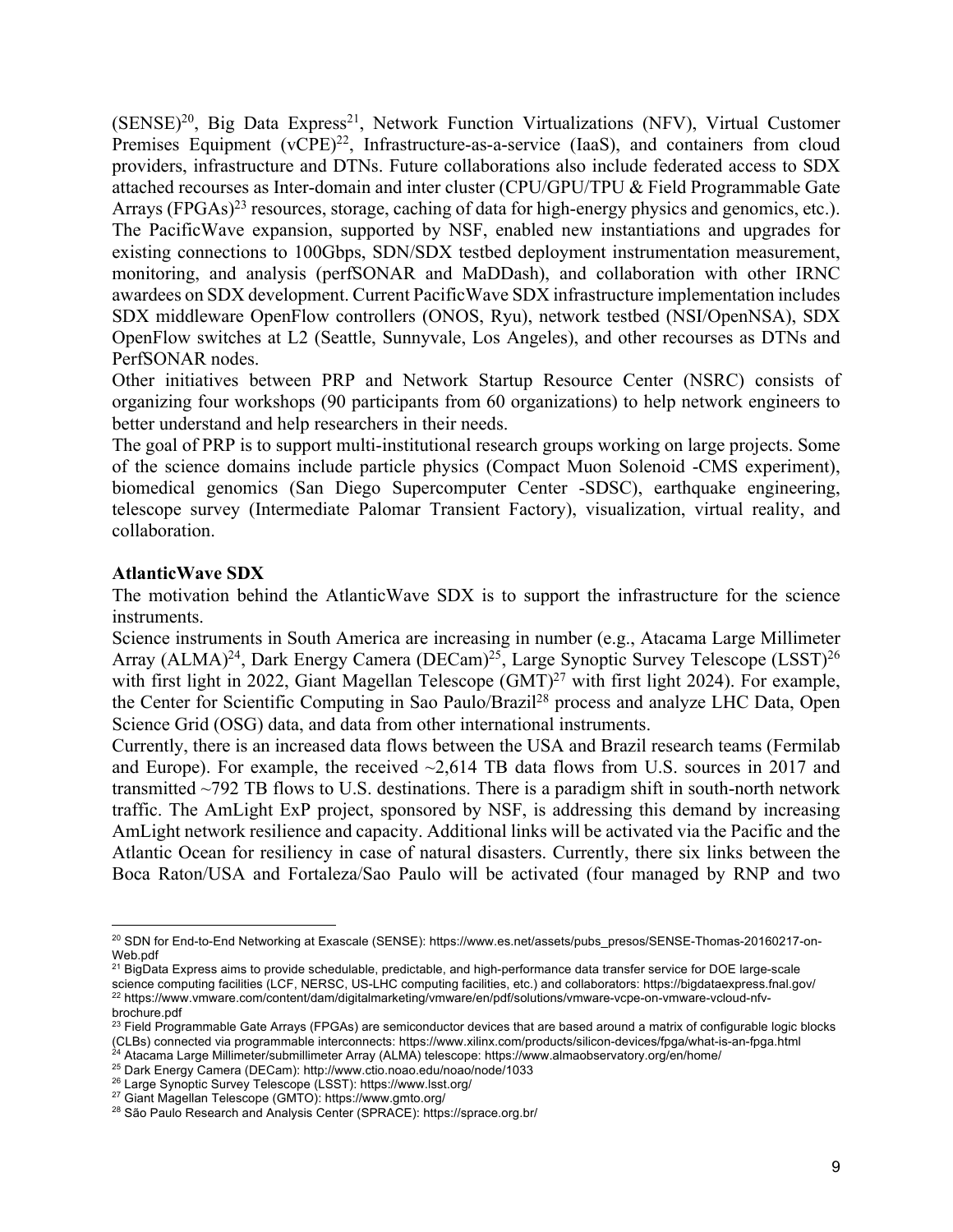(SENSE)[20], Big Data Express[21], Network Function Virtualizations (NFV), Virtual Customer Premises Equipment (vCPE)[22], Infrastructure-as-a-service (IaaS), and containers from cloud providers, infrastructure and DTNs. Future collaborations also include federated access to SDX attached recourses as Inter-domain and inter cluster (CPU/GPU/TPU & Field Programmable Gate Arrays (FPGAs)[23] resources, storage, caching of data for high-energy physics and genomics, etc.). The PacificWave expansion, supported by NSF, enabled new instantiations and upgrades for existing connections to 100Gbps, SDN/SDX testbed deployment instrumentation measurement, monitoring, and analysis (perfSONAR and MaDDash), and collaboration with other IRNC awardees on SDX development. Current PacificWave SDX infrastructure implementation includes SDX middleware OpenFlow controllers (ONOS, Ryu), network testbed (NSI/OpenNSA), SDX OpenFlow switches at L2 (Seattle, Sunnyvale, Los Angeles), and other recourses as DTNs and PerfSONAR nodes.

Other initiatives between PRP and Network Startup Resource Center (NSRC) consists of organizing four workshops (90 participants from 60 organizations) to help network engineers to better understand and help researchers in their needs.

The goal of PRP is to support multi-institutional research groups working on large projects. Some of the science domains include particle physics (Compact Muon Solenoid -CMS experiment), biomedical genomics (San Diego Supercomputer Center -SDSC), earthquake engineering, telescope survey (Intermediate Palomar Transient Factory), visualization, virtual reality, and collaboration.

**AtlanticWave SDX**

The motivation behind the AtlanticWave SDX is to support the infrastructure for the science instruments.

Science instruments in South America are increasing in number (e.g., Atacama Large Millimeter Array (ALMA)[24], Dark Energy Camera (DECam)[25], Large Synoptic Survey Telescope (LSST)[26] with first light in 2022, Giant Magellan Telescope (GMT)[27] with first light 2024). For example, the Center for Scientific Computing in Sao Paulo/Brazil[28] process and analyze LHC Data, Open Science Grid (OSG) data, and data from other international instruments.

Currently, there is an increased data flows between the USA and Brazil research teams (Fermilab and Europe). For example, the received ~2,614 TB data flows from U.S. sources in 2017 and transmitted ~792 TB flows to U.S. destinations. There is a paradigm shift in south-north network traffic. The AmLight ExP project, sponsored by NSF, is addressing this demand by increasing AmLight network resilience and capacity. Additional links will be activated via the Pacific and the Atlantic Ocean for resiliency in case of natural disasters. Currently, there six links between the Boca Raton/USA and Fortaleza/Sao Paulo will be activated (four managed by RNP and two

---

[20] SDN for End-to-End Networking at Exascale (SENSE): https://www.es.net/assets/pubs_presos/SENSE-Thomas-20160217-on-Web.pdf

[21] BigData Express aims to provide schedulable, predictable, and high-performance data transfer service for DOE large-scale science computing facilities (LCF, NERSC, US-LHC computing facilities, etc.) and collaborators: https://bigdataexpress.fnal.gov/

[22] https://www.vmware.com/content/dam/digitalmarketing/vmware/en/pdf/solutions/vmware-vcpe-on-vmware-vcloud-nfv-brochure.pdf

[23] Field Programmable Gate Arrays (FPGAs) are semiconductor devices that are based around a matrix of configurable logic blocks (CLBs) connected via programmable interconnects: https://www.xilinx.com/products/silicon-devices/fpga/what-is-an-fpga.html

[24] Atacama Large Millimeter/submillimeter Array (ALMA) telescope: https://www.almaobservatory.org/en/home/

[25] Dark Energy Camera (DECam): http://www.ctio.noao.edu/noao/node/1033

[26] Large Synoptic Survey Telescope (LSST): https://www.lsst.org/

[27] Giant Magellan Telescope (GMTO): https://www.gmto.org/

[28] São Paulo Research and Analysis Center (SPRACE): https://sprace.org.br/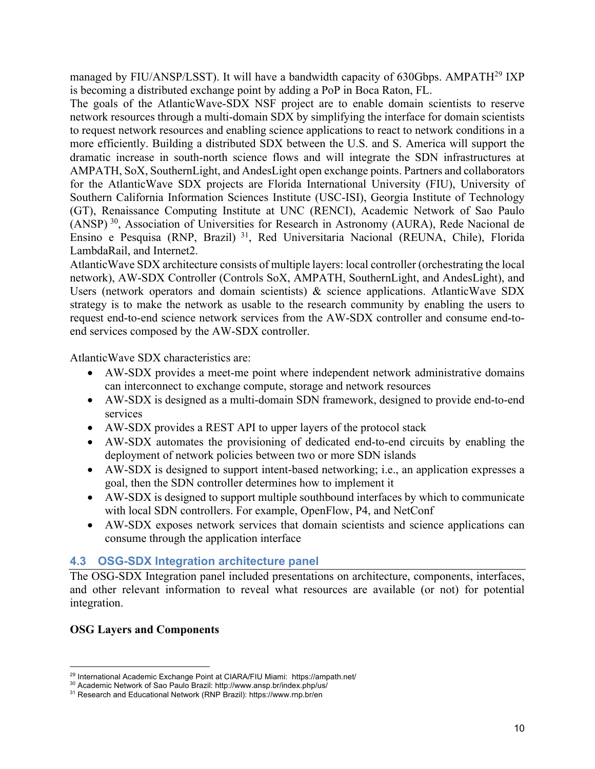managed by FIU/ANSP/LSST). It will have a bandwidth capacity of 630Gbps. AMPATH[29] IXP is becoming a distributed exchange point by adding a PoP in Boca Raton, FL.

The goals of the AtlanticWave-SDX NSF project are to enable domain scientists to reserve network resources through a multi-domain SDX by simplifying the interface for domain scientists to request network resources and enabling science applications to react to network conditions in a more efficiently. Building a distributed SDX between the U.S. and S. America will support the dramatic increase in south-north science flows and will integrate the SDN infrastructures at AMPATH, SoX, SouthernLight, and AndesLight open exchange points. Partners and collaborators for the AtlanticWave SDX projects are Florida International University (FIU), University of Southern California Information Sciences Institute (USC-ISI), Georgia Institute of Technology (GT), Renaissance Computing Institute at UNC (RENCI), Academic Network of Sao Paulo (ANSP) [30], Association of Universities for Research in Astronomy (AURA), Rede Nacional de Ensino e Pesquisa (RNP, Brazil) [31], Red Universitaria Nacional (REUNA, Chile), Florida LambdaRail, and Internet2.

AtlanticWave SDX architecture consists of multiple layers: local controller (orchestrating the local network), AW-SDX Controller (Controls SoX, AMPATH, SouthernLight, and AndesLight), and Users (network operators and domain scientists) & science applications. AtlanticWave SDX strategy is to make the network as usable to the research community by enabling the users to request end-to-end science network services from the AW-SDX controller and consume end-to-end services composed by the AW-SDX controller.

AtlanticWave SDX characteristics are:

- AW-SDX provides a meet-me point where independent network administrative domains can interconnect to exchange compute, storage and network resources
- AW-SDX is designed as a multi-domain SDN framework, designed to provide end-to-end services
- AW-SDX provides a REST API to upper layers of the protocol stack
- AW-SDX automates the provisioning of dedicated end-to-end circuits by enabling the deployment of network policies between two or more SDN islands
- AW-SDX is designed to support intent-based networking; i.e., an application expresses a goal, then the SDN controller determines how to implement it
- AW-SDX is designed to support multiple southbound interfaces by which to communicate with local SDN controllers. For example, OpenFlow, P4, and NetConf
- AW-SDX exposes network services that domain scientists and science applications can consume through the application interface

## 4.3 OSG-SDX Integration architecture panel

The OSG-SDX Integration panel included presentations on architecture, components, interfaces, and other relevant information to reveal what resources are available (or not) for potential integration.

**OSG Layers and Components**

---

[29] International Academic Exchange Point at CIARA/FIU Miami: https://ampath.net/

[30] Academic Network of Sao Paulo Brazil: http://www.ansp.br/index.php/us/

[31] Research and Educational Network (RNP Brazil): https://www.rnp.br/en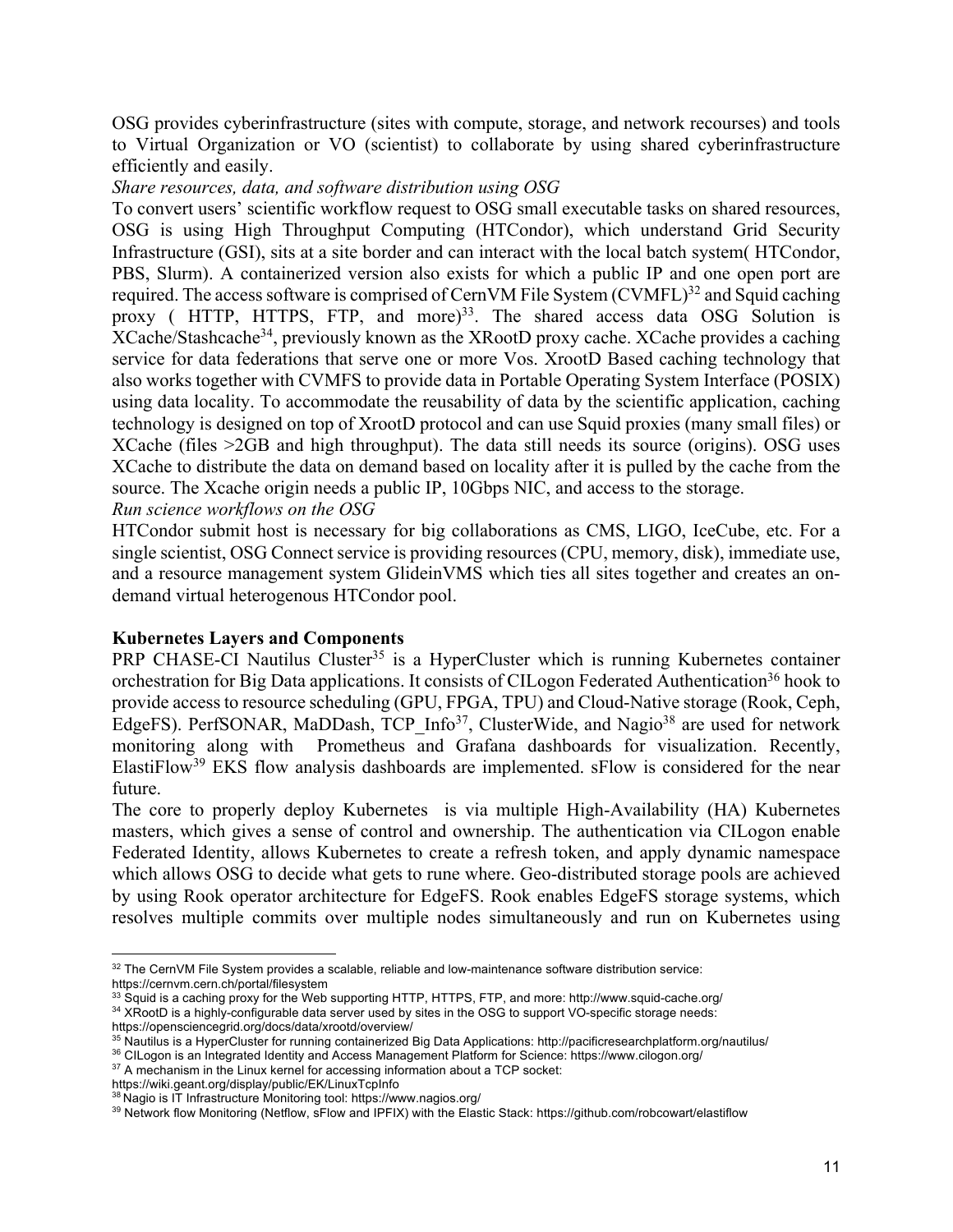OSG provides cyberinfrastructure (sites with compute, storage, and network recourses) and tools to Virtual Organization or VO (scientist) to collaborate by using shared cyberinfrastructure efficiently and easily.

*Share resources, data, and software distribution using OSG*

To convert users' scientific workflow request to OSG small executable tasks on shared resources, OSG is using High Throughput Computing (HTCondor), which understand Grid Security Infrastructure (GSI), sits at a site border and can interact with the local batch system( HTCondor, PBS, Slurm). A containerized version also exists for which a public IP and one open port are required. The access software is comprised of CernVM File System (CVMFL)[32] and Squid caching proxy ( HTTP, HTTPS, FTP, and more)[33]. The shared access data OSG Solution is XCache/Stashcache[34], previously known as the XRootD proxy cache. XCache provides a caching service for data federations that serve one or more Vos. XrootD Based caching technology that also works together with CVMFS to provide data in Portable Operating System Interface (POSIX) using data locality. To accommodate the reusability of data by the scientific application, caching technology is designed on top of XrootD protocol and can use Squid proxies (many small files) or XCache (files >2GB and high throughput). The data still needs its source (origins). OSG uses XCache to distribute the data on demand based on locality after it is pulled by the cache from the source. The Xcache origin needs a public IP, 10Gbps NIC, and access to the storage.

*Run science workflows on the OSG*

HTCondor submit host is necessary for big collaborations as CMS, LIGO, IceCube, etc. For a single scientist, OSG Connect service is providing resources (CPU, memory, disk), immediate use, and a resource management system GlideinVMS which ties all sites together and creates an on-demand virtual heterogenous HTCondor pool.

**Kubernetes Layers and Components**

PRP CHASE-CI Nautilus Cluster[35] is a HyperCluster which is running Kubernetes container orchestration for Big Data applications. It consists of CILogon Federated Authentication[36] hook to provide access to resource scheduling (GPU, FPGA, TPU) and Cloud-Native storage (Rook, Ceph, EdgeFS). PerfSONAR, MaDDash, TCP_Info[37], ClusterWide, and Nagio[38] are used for network monitoring along with Prometheus and Grafana dashboards for visualization. Recently, ElastiFlow[39] EKS flow analysis dashboards are implemented. sFlow is considered for the near future.

The core to properly deploy Kubernetes is via multiple High-Availability (HA) Kubernetes masters, which gives a sense of control and ownership. The authentication via CILogon enable Federated Identity, allows Kubernetes to create a refresh token, and apply dynamic namespace which allows OSG to decide what gets to rune where. Geo-distributed storage pools are achieved by using Rook operator architecture for EdgeFS. Rook enables EdgeFS storage systems, which resolves multiple commits over multiple nodes simultaneously and run on Kubernetes using

---

[32] The CernVM File System provides a scalable, reliable and low-maintenance software distribution service: https://cernvm.cern.ch/portal/filesystem

[33] Squid is a caching proxy for the Web supporting HTTP, HTTPS, FTP, and more: http://www.squid-cache.org/

[34] XRootD is a highly-configurable data server used by sites in the OSG to support VO-specific storage needs: https://opensciencegrid.org/docs/data/xrootd/overview/

[35] Nautilus is a HyperCluster for running containerized Big Data Applications: http://pacificresearchplatform.org/nautilus/

[36] CILogon is an Integrated Identity and Access Management Platform for Science: https://www.cilogon.org/

[37] A mechanism in the Linux kernel for accessing information about a TCP socket: https://wiki.geant.org/display/public/EK/LinuxTcpInfo

[38] Nagio is IT Infrastructure Monitoring tool: https://www.nagios.org/

[39] Network flow Monitoring (Netflow, sFlow and IPFIX) with the Elastic Stack: https://github.com/robcowart/elastiflow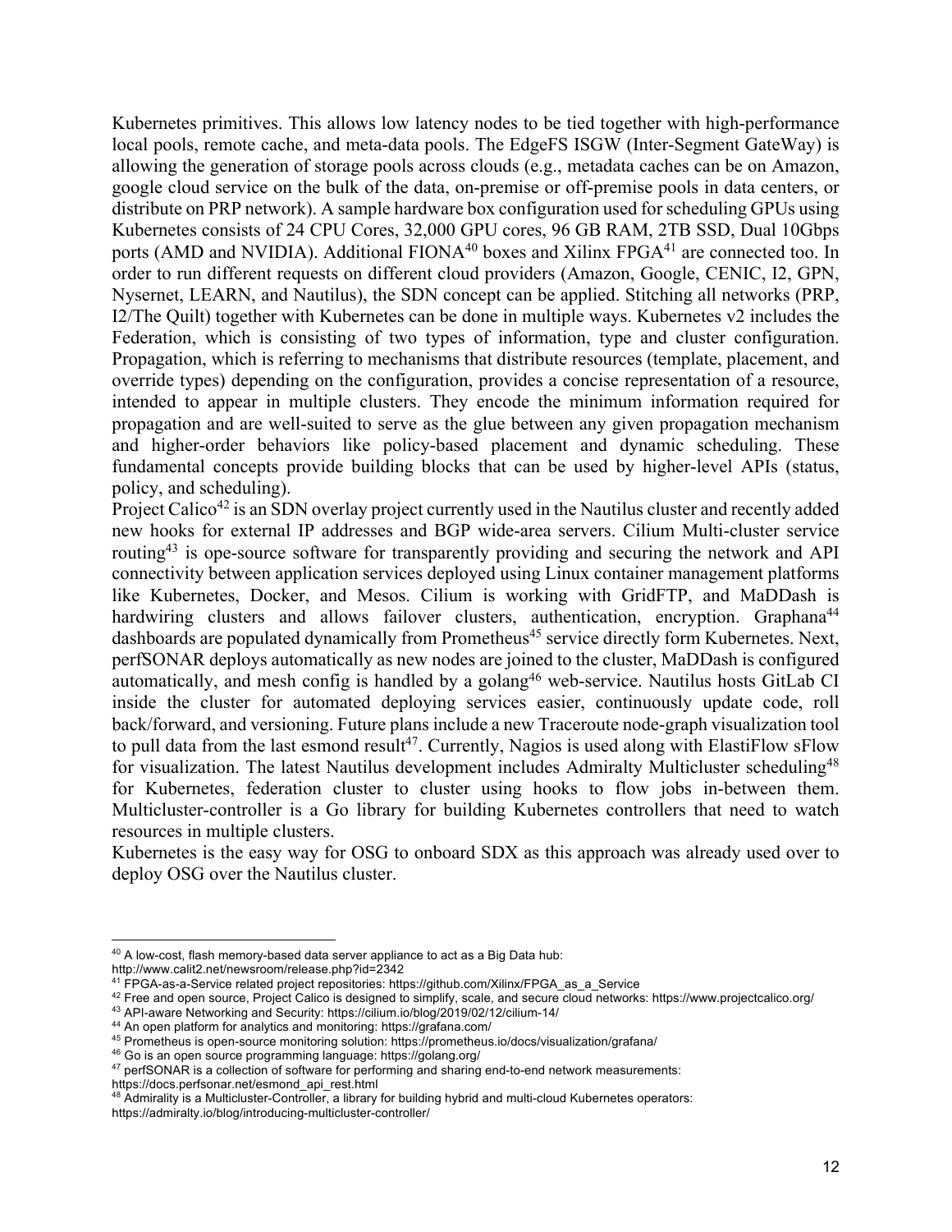Kubernetes primitives. This allows low latency nodes to be tied together with high-performance local pools, remote cache, and meta-data pools. The EdgeFS ISGW (Inter-Segment GateWay) is allowing the generation of storage pools across clouds (e.g., metadata caches can be on Amazon, google cloud service on the bulk of the data, on-premise or off-premise pools in data centers, or distribute on PRP network). A sample hardware box configuration used for scheduling GPUs using Kubernetes consists of 24 CPU Cores, 32,000 GPU cores, 96 GB RAM, 2TB SSD, Dual 10Gbps ports (AMD and NVIDIA). Additional FIONA[40] boxes and Xilinx FPGA[41] are connected too. In order to run different requests on different cloud providers (Amazon, Google, CENIC, I2, GPN, Nysernet, LEARN, and Nautilus), the SDN concept can be applied. Stitching all networks (PRP, I2/The Quilt) together with Kubernetes can be done in multiple ways. Kubernetes v2 includes the Federation, which is consisting of two types of information, type and cluster configuration. Propagation, which is referring to mechanisms that distribute resources (template, placement, and override types) depending on the configuration, provides a concise representation of a resource, intended to appear in multiple clusters. They encode the minimum information required for propagation and are well-suited to serve as the glue between any given propagation mechanism and higher-order behaviors like policy-based placement and dynamic scheduling. These fundamental concepts provide building blocks that can be used by higher-level APIs (status, policy, and scheduling).

Project Calico[42] is an SDN overlay project currently used in the Nautilus cluster and recently added new hooks for external IP addresses and BGP wide-area servers. Cilium Multi-cluster service routing[43] is ope-source software for transparently providing and securing the network and API connectivity between application services deployed using Linux container management platforms like Kubernetes, Docker, and Mesos. Cilium is working with GridFTP, and MaDDash is hardwiring clusters and allows failover clusters, authentication, encryption. Graphana[44] dashboards are populated dynamically from Prometheus[45] service directly form Kubernetes. Next, perfSONAR deploys automatically as new nodes are joined to the cluster, MaDDash is configured automatically, and mesh config is handled by a golang[46] web-service. Nautilus hosts GitLab CI inside the cluster for automated deploying services easier, continuously update code, roll back/forward, and versioning. Future plans include a new Traceroute node-graph visualization tool to pull data from the last esmond result[47]. Currently, Nagios is used along with ElastiFlow sFlow for visualization. The latest Nautilus development includes Admiralty Multicluster scheduling[48] for Kubernetes, federation cluster to cluster using hooks to flow jobs in-between them. Multicluster-controller is a Go library for building Kubernetes controllers that need to watch resources in multiple clusters.

Kubernetes is the easy way for OSG to onboard SDX as this approach was already used over to deploy OSG over the Nautilus cluster.

---

[40] A low-cost, flash memory-based data server appliance to act as a Big Data hub: http://www.calit2.net/newsroom/release.php?id=2342

[41] FPGA-as-a-Service related project repositories: https://github.com/Xilinx/FPGA_as_a_Service

[42] Free and open source, Project Calico is designed to simplify, scale, and secure cloud networks: https://www.projectcalico.org/

[43] API-aware Networking and Security: https://cilium.io/blog/2019/02/12/cilium-14/

[44] An open platform for analytics and monitoring: https://grafana.com/

[45] Prometheus is open-source monitoring solution: https://prometheus.io/docs/visualization/grafana/

[46] Go is an open source programming language: https://golang.org/

[47] perfSONAR is a collection of software for performing and sharing end-to-end network measurements: https://docs.perfsonar.net/esmond_api_rest.html

[48] Admirality is a Multicluster-Controller, a library for building hybrid and multi-cloud Kubernetes operators: https://admiralty.io/blog/introducing-multicluster-controller/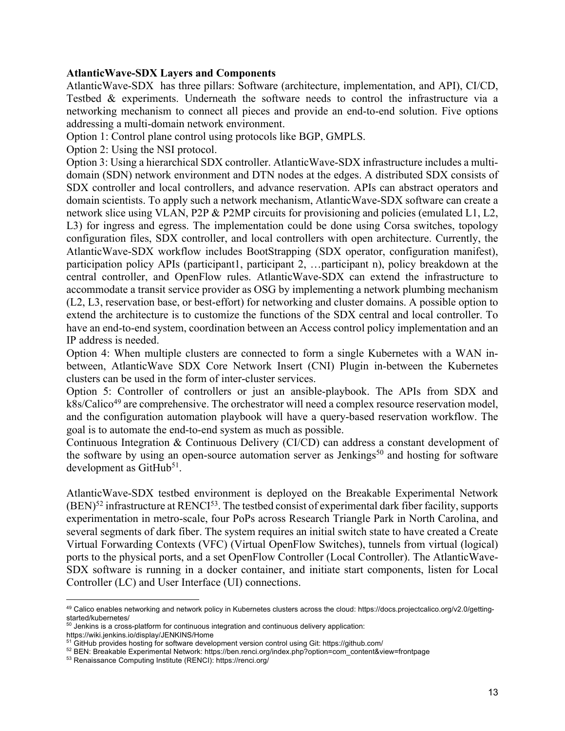**AtlanticWave-SDX Layers and Components**

AtlanticWave-SDX has three pillars: Software (architecture, implementation, and API), CI/CD, Testbed & experiments. Underneath the software needs to control the infrastructure via a networking mechanism to connect all pieces and provide an end-to-end solution. Five options addressing a multi-domain network environment.

Option 1: Control plane control using protocols like BGP, GMPLS.

Option 2: Using the NSI protocol.

Option 3: Using a hierarchical SDX controller. AtlanticWave-SDX infrastructure includes a multi-domain (SDN) network environment and DTN nodes at the edges. A distributed SDX consists of SDX controller and local controllers, and advance reservation. APIs can abstract operators and domain scientists. To apply such a network mechanism, AtlanticWave-SDX software can create a network slice using VLAN, P2P & P2MP circuits for provisioning and policies (emulated L1, L2, L3) for ingress and egress. The implementation could be done using Corsa switches, topology configuration files, SDX controller, and local controllers with open architecture. Currently, the AtlanticWave-SDX workflow includes BootStrapping (SDX operator, configuration manifest), participation policy APIs (participant1, participant 2, …participant n), policy breakdown at the central controller, and OpenFlow rules. AtlanticWave-SDX can extend the infrastructure to accommodate a transit service provider as OSG by implementing a network plumbing mechanism (L2, L3, reservation base, or best-effort) for networking and cluster domains. A possible option to extend the architecture is to customize the functions of the SDX central and local controller. To have an end-to-end system, coordination between an Access control policy implementation and an IP address is needed.

Option 4: When multiple clusters are connected to form a single Kubernetes with a WAN in-between, AtlanticWave SDX Core Network Insert (CNI) Plugin in-between the Kubernetes clusters can be used in the form of inter-cluster services.

Option 5: Controller of controllers or just an ansible-playbook. The APIs from SDX and k8s/Calico[49] are comprehensive. The orchestrator will need a complex resource reservation model, and the configuration automation playbook will have a query-based reservation workflow. The goal is to automate the end-to-end system as much as possible.

Continuous Integration & Continuous Delivery (CI/CD) can address a constant development of the software by using an open-source automation server as Jenkings[50] and hosting for software development as GitHub[51].

AtlanticWave-SDX testbed environment is deployed on the Breakable Experimental Network (BEN)[52] infrastructure at RENCI[53]. The testbed consist of experimental dark fiber facility, supports experimentation in metro-scale, four PoPs across Research Triangle Park in North Carolina, and several segments of dark fiber. The system requires an initial switch state to have created a Create Virtual Forwarding Contexts (VFC) (Virtual OpenFlow Switches), tunnels from virtual (logical) ports to the physical ports, and a set OpenFlow Controller (Local Controller). The AtlanticWave-SDX software is running in a docker container, and initiate start components, listen for Local Controller (LC) and User Interface (UI) connections.

---

[49] Calico enables networking and network policy in Kubernetes clusters across the cloud: https://docs.projectcalico.org/v2.0/getting-started/kubernetes/

[50] Jenkins is a cross-platform for continuous integration and continuous delivery application: https://wiki.jenkins.io/display/JENKINS/Home

[51] GitHub provides hosting for software development version control using Git: https://github.com/

[52] BEN: Breakable Experimental Network: https://ben.renci.org/index.php?option=com_content&view=frontpage

[53] Renaissance Computing Institute (RENCI): https://renci.org/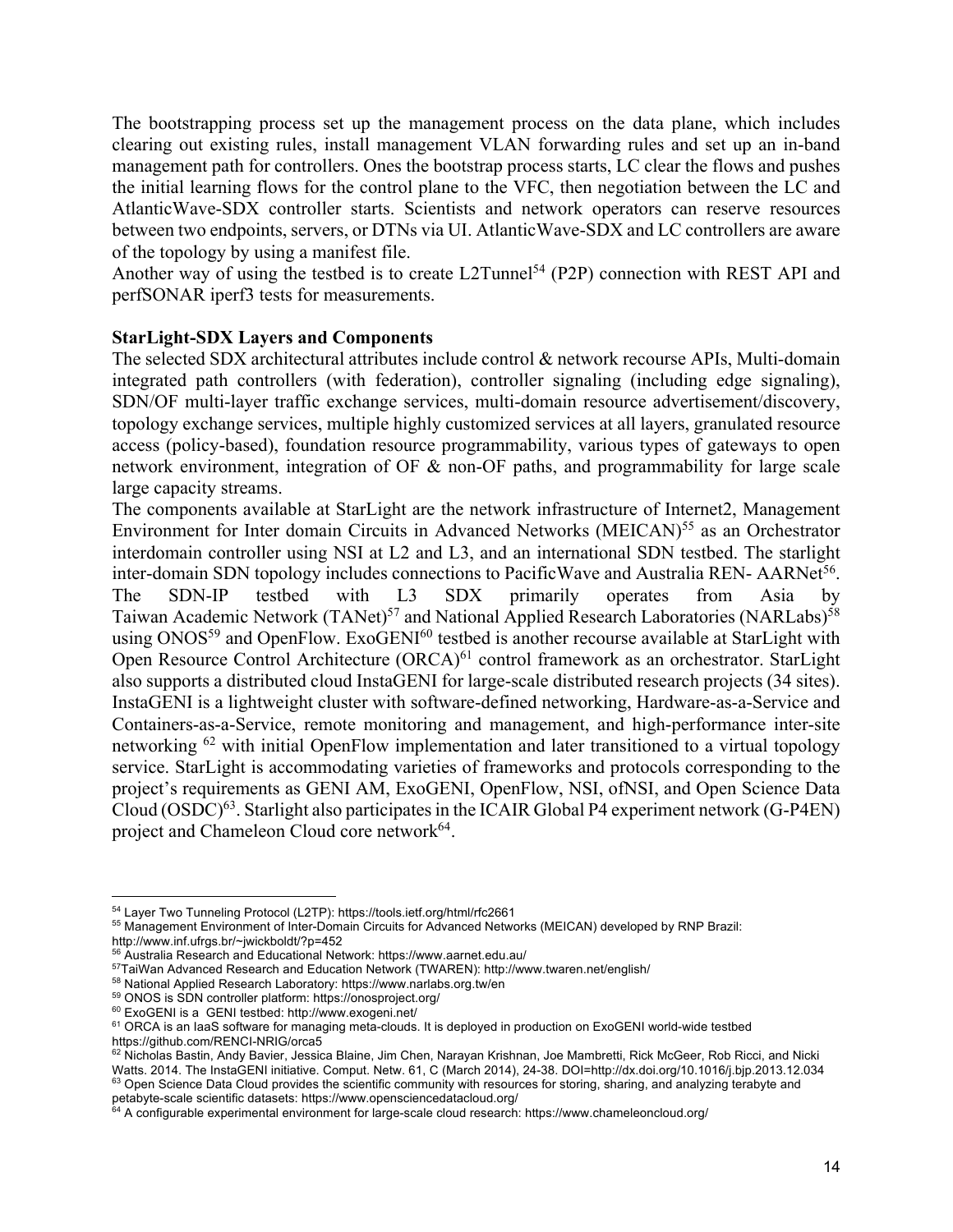The bootstrapping process set up the management process on the data plane, which includes clearing out existing rules, install management VLAN forwarding rules and set up an in-band management path for controllers. Ones the bootstrap process starts, LC clear the flows and pushes the initial learning flows for the control plane to the VFC, then negotiation between the LC and AtlanticWave-SDX controller starts. Scientists and network operators can reserve resources between two endpoints, servers, or DTNs via UI. AtlanticWave-SDX and LC controllers are aware of the topology by using a manifest file.

Another way of using the testbed is to create L2Tunnel[54] (P2P) connection with REST API and perfSONAR iperf3 tests for measurements.

**StarLight-SDX Layers and Components**

The selected SDX architectural attributes include control & network recourse APIs, Multi-domain integrated path controllers (with federation), controller signaling (including edge signaling), SDN/OF multi-layer traffic exchange services, multi-domain resource advertisement/discovery, topology exchange services, multiple highly customized services at all layers, granulated resource access (policy-based), foundation resource programmability, various types of gateways to open network environment, integration of OF & non-OF paths, and programmability for large scale large capacity streams.

The components available at StarLight are the network infrastructure of Internet2, Management Environment for Inter domain Circuits in Advanced Networks (MEICAN)[55] as an Orchestrator interdomain controller using NSI at L2 and L3, and an international SDN testbed. The starlight inter-domain SDN topology includes connections to PacificWave and Australia REN- AARNet[56]. The SDN-IP testbed with L3 SDX primarily operates from Asia by Taiwan Academic Network (TANet)[57] and National Applied Research Laboratories (NARLabs)[58] using ONOS[59] and OpenFlow. ExoGENI[60] testbed is another recourse available at StarLight with Open Resource Control Architecture (ORCA)[61] control framework as an orchestrator. StarLight also supports a distributed cloud InstaGENI for large-scale distributed research projects (34 sites). InstaGENI is a lightweight cluster with software-defined networking, Hardware-as-a-Service and Containers-as-a-Service, remote monitoring and management, and high-performance inter-site networking [62] with initial OpenFlow implementation and later transitioned to a virtual topology service. StarLight is accommodating varieties of frameworks and protocols corresponding to the project's requirements as GENI AM, ExoGENI, OpenFlow, NSI, ofNSI, and Open Science Data Cloud (OSDC)[63]. Starlight also participates in the ICAIR Global P4 experiment network (G-P4EN) project and Chameleon Cloud core network[64].

---

[54] Layer Two Tunneling Protocol (L2TP): https://tools.ietf.org/html/rfc2661

[55] Management Environment of Inter-Domain Circuits for Advanced Networks (MEICAN) developed by RNP Brazil: http://www.inf.ufrgs.br/~jwickboldt/?p=452

[56] Australia Research and Educational Network: https://www.aarnet.edu.au/

[57] TaiWan Advanced Research and Education Network (TWAREN): http://www.twaren.net/english/

[58] National Applied Research Laboratory: https://www.narlabs.org.tw/en

[59] ONOS is SDN controller platform: https://onosproject.org/

[60] ExoGENI is a GENI testbed: http://www.exogeni.net/

[61] ORCA is an IaaS software for managing meta-clouds. It is deployed in production on ExoGENI world-wide testbed https://github.com/RENCI-NRIG/orca5

[62] Nicholas Bastin, Andy Bavier, Jessica Blaine, Jim Chen, Narayan Krishnan, Joe Mambretti, Rick McGeer, Rob Ricci, and Nicki Watts. 2014. The InstaGENI initiative. Comput. Netw. 61, C (March 2014), 24-38. DOI=http://dx.doi.org/10.1016/j.bjp.2013.12.034

[63] Open Science Data Cloud provides the scientific community with resources for storing, sharing, and analyzing terabyte and petabyte-scale scientific datasets: https://www.opensciencedatacloud.org/

[64] A configurable experimental environment for large-scale cloud research: https://www.chameleoncloud.org/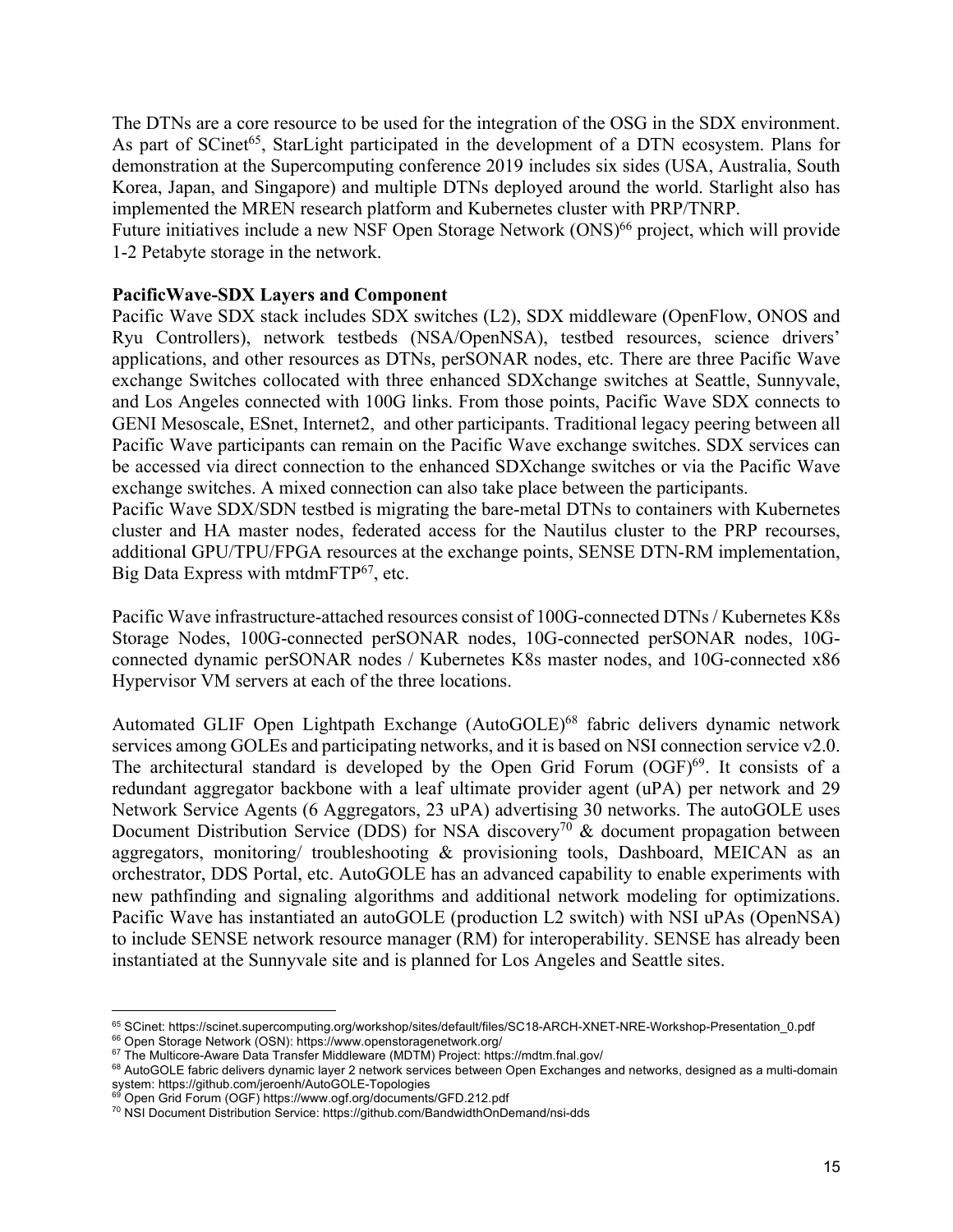The DTNs are a core resource to be used for the integration of the OSG in the SDX environment. As part of SCinet[65], StarLight participated in the development of a DTN ecosystem. Plans for demonstration at the Supercomputing conference 2019 includes six sides (USA, Australia, South Korea, Japan, and Singapore) and multiple DTNs deployed around the world. Starlight also has implemented the MREN research platform and Kubernetes cluster with PRP/TNRP.
Future initiatives include a new NSF Open Storage Network (ONS)[66] project, which will provide 1-2 Petabyte storage in the network.

**PacificWave-SDX Layers and Component**

Pacific Wave SDX stack includes SDX switches (L2), SDX middleware (OpenFlow, ONOS and Ryu Controllers), network testbeds (NSA/OpenNSA), testbed resources, science drivers' applications, and other resources as DTNs, perSONAR nodes, etc. There are three Pacific Wave exchange Switches collocated with three enhanced SDXchange switches at Seattle, Sunnyvale, and Los Angeles connected with 100G links. From those points, Pacific Wave SDX connects to GENI Mesoscale, ESnet, Internet2, and other participants. Traditional legacy peering between all Pacific Wave participants can remain on the Pacific Wave exchange switches. SDX services can be accessed via direct connection to the enhanced SDXchange switches or via the Pacific Wave exchange switches. A mixed connection can also take place between the participants.
Pacific Wave SDX/SDN testbed is migrating the bare-metal DTNs to containers with Kubernetes cluster and HA master nodes, federated access for the Nautilus cluster to the PRP recourses, additional GPU/TPU/FPGA resources at the exchange points, SENSE DTN-RM implementation, Big Data Express with mtdmFTP[67], etc.

Pacific Wave infrastructure-attached resources consist of 100G-connected DTNs / Kubernetes K8s Storage Nodes, 100G-connected perSONAR nodes, 10G-connected perSONAR nodes, 10G-connected dynamic perSONAR nodes / Kubernetes K8s master nodes, and 10G-connected x86 Hypervisor VM servers at each of the three locations.

Automated GLIF Open Lightpath Exchange (AutoGOLE)[68] fabric delivers dynamic network services among GOLEs and participating networks, and it is based on NSI connection service v2.0. The architectural standard is developed by the Open Grid Forum (OGF)[69]. It consists of a redundant aggregator backbone with a leaf ultimate provider agent (uPA) per network and 29 Network Service Agents (6 Aggregators, 23 uPA) advertising 30 networks. The autoGOLE uses Document Distribution Service (DDS) for NSA discovery[70] & document propagation between aggregators, monitoring/ troubleshooting & provisioning tools, Dashboard, MEICAN as an orchestrator, DDS Portal, etc. AutoGOLE has an advanced capability to enable experiments with new pathfinding and signaling algorithms and additional network modeling for optimizations. Pacific Wave has instantiated an autoGOLE (production L2 switch) with NSI uPAs (OpenNSA) to include SENSE network resource manager (RM) for interoperability. SENSE has already been instantiated at the Sunnyvale site and is planned for Los Angeles and Seattle sites.

---

[65] SCinet: https://scinet.supercomputing.org/workshop/sites/default/files/SC18-ARCH-XNET-NRE-Workshop-Presentation_0.pdf

[66] Open Storage Network (OSN): https://www.openstoragenetwork.org/

[67] The Multicore-Aware Data Transfer Middleware (MDTM) Project: https://mdtm.fnal.gov/

[68] AutoGOLE fabric delivers dynamic layer 2 network services between Open Exchanges and networks, designed as a multi-domain system: https://github.com/jeroenh/AutoGOLE-Topologies

[69] Open Grid Forum (OGF) https://www.ogf.org/documents/GFD.212.pdf

[70] NSI Document Distribution Service: https://github.com/BandwidthOnDemand/nsi-dds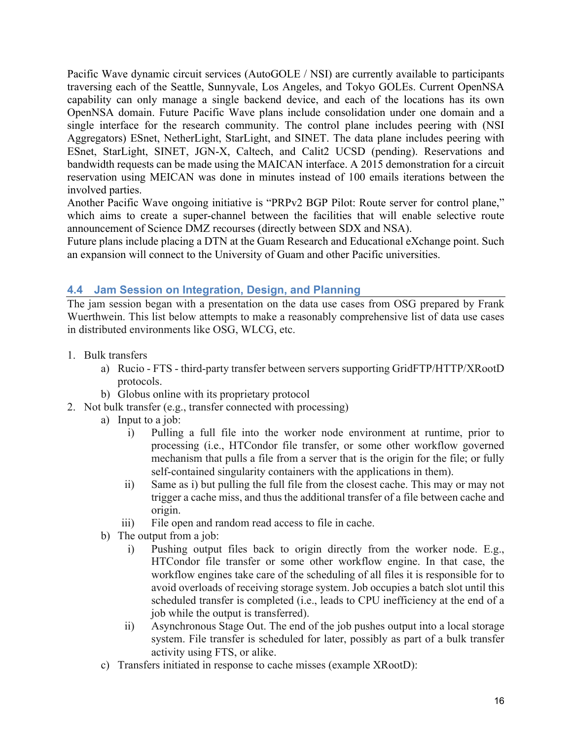Pacific Wave dynamic circuit services (AutoGOLE / NSI) are currently available to participants traversing each of the Seattle, Sunnyvale, Los Angeles, and Tokyo GOLEs. Current OpenNSA capability can only manage a single backend device, and each of the locations has its own OpenNSA domain. Future Pacific Wave plans include consolidation under one domain and a single interface for the research community. The control plane includes peering with (NSI Aggregators) ESnet, NetherLight, StarLight, and SINET. The data plane includes peering with ESnet, StarLight, SINET, JGN-X, Caltech, and Calit2 UCSD (pending). Reservations and bandwidth requests can be made using the MAICAN interface. A 2015 demonstration for a circuit reservation using MEICAN was done in minutes instead of 100 emails iterations between the involved parties.
Another Pacific Wave ongoing initiative is "PRPv2 BGP Pilot: Route server for control plane," which aims to create a super-channel between the facilities that will enable selective route announcement of Science DMZ recourses (directly between SDX and NSA).
Future plans include placing a DTN at the Guam Research and Educational eXchange point. Such an expansion will connect to the University of Guam and other Pacific universities.

## 4.4 Jam Session on Integration, Design, and Planning

The jam session began with a presentation on the data use cases from OSG prepared by Frank Wuerthwein. This list below attempts to make a reasonably comprehensive list of data use cases in distributed environments like OSG, WLCG, etc.

1. Bulk transfers
    a) Rucio - FTS - third-party transfer between servers supporting GridFTP/HTTP/XRootD protocols.
    b) Globus online with its proprietary protocol
2. Not bulk transfer (e.g., transfer connected with processing)
    a) Input to a job:
        i) Pulling a full file into the worker node environment at runtime, prior to processing (i.e., HTCondor file transfer, or some other workflow governed mechanism that pulls a file from a server that is the origin for the file; or fully self-contained singularity containers with the applications in them).
        ii) Same as i) but pulling the full file from the closest cache. This may or may not trigger a cache miss, and thus the additional transfer of a file between cache and origin.
        iii) File open and random read access to file in cache.
    b) The output from a job:
        i) Pushing output files back to origin directly from the worker node. E.g., HTCondor file transfer or some other workflow engine. In that case, the workflow engines take care of the scheduling of all files it is responsible for to avoid overloads of receiving storage system. Job occupies a batch slot until this scheduled transfer is completed (i.e., leads to CPU inefficiency at the end of a job while the output is transferred).
        ii) Asynchronous Stage Out. The end of the job pushes output into a local storage system. File transfer is scheduled for later, possibly as part of a bulk transfer activity using FTS, or alike.
    c) Transfers initiated in response to cache misses (example XRootD):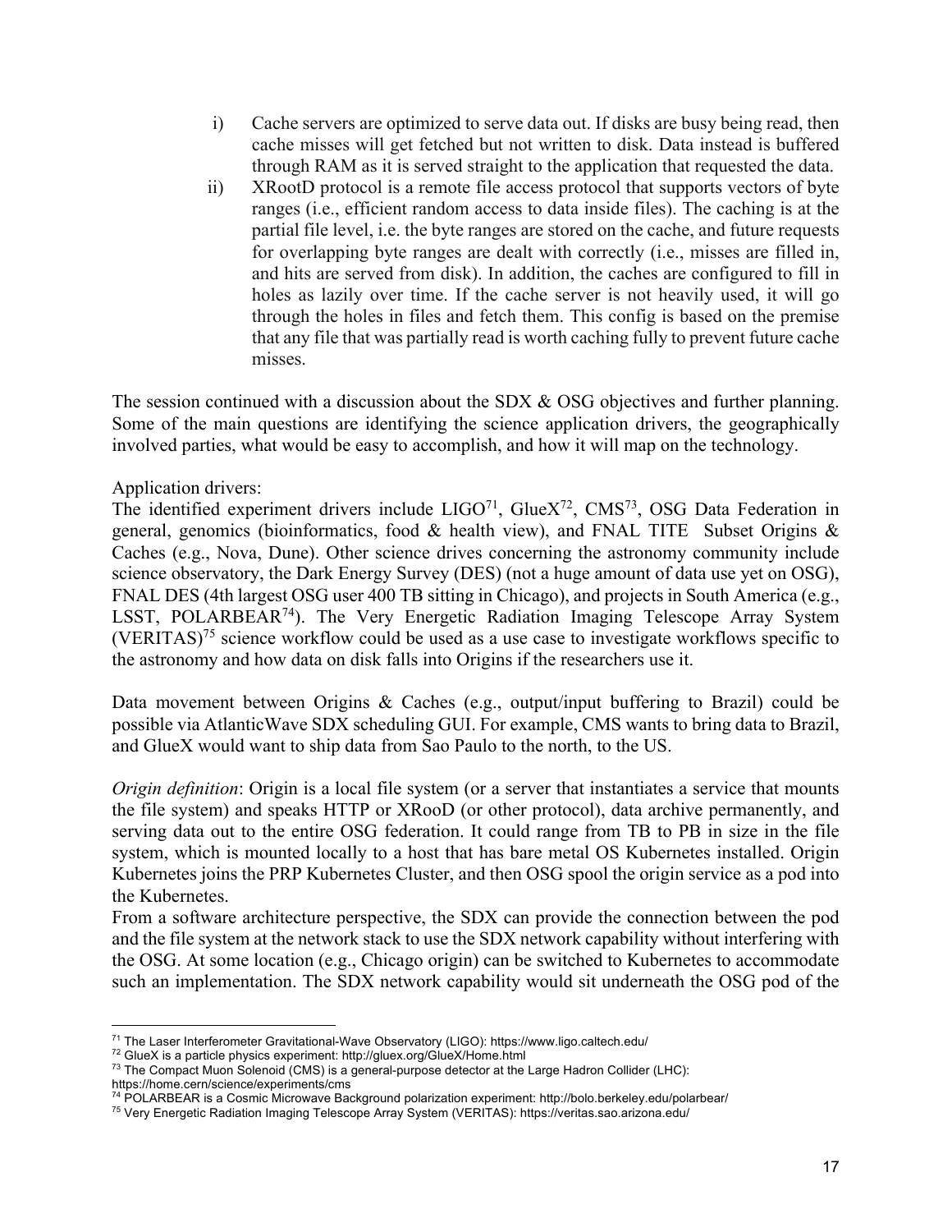i) Cache servers are optimized to serve data out. If disks are busy being read, then cache misses will get fetched but not written to disk. Data instead is buffered through RAM as it is served straight to the application that requested the data.

ii) XRootD protocol is a remote file access protocol that supports vectors of byte ranges (i.e., efficient random access to data inside files). The caching is at the partial file level, i.e. the byte ranges are stored on the cache, and future requests for overlapping byte ranges are dealt with correctly (i.e., misses are filled in, and hits are served from disk). In addition, the caches are configured to fill in holes as lazily over time. If the cache server is not heavily used, it will go through the holes in files and fetch them. This config is based on the premise that any file that was partially read is worth caching fully to prevent future cache misses.

The session continued with a discussion about the SDX & OSG objectives and further planning. Some of the main questions are identifying the science application drivers, the geographically involved parties, what would be easy to accomplish, and how it will map on the technology.

Application drivers:
The identified experiment drivers include LIGO[71], GlueX[72], CMS[73], OSG Data Federation in general, genomics (bioinformatics, food & health view), and FNAL TITE Subset Origins & Caches (e.g., Nova, Dune). Other science drives concerning the astronomy community include science observatory, the Dark Energy Survey (DES) (not a huge amount of data use yet on OSG), FNAL DES (4th largest OSG user 400 TB sitting in Chicago), and projects in South America (e.g., LSST, POLARBEAR[74]). The Very Energetic Radiation Imaging Telescope Array System (VERITAS)[75] science workflow could be used as a use case to investigate workflows specific to the astronomy and how data on disk falls into Origins if the researchers use it.

Data movement between Origins & Caches (e.g., output/input buffering to Brazil) could be possible via AtlanticWave SDX scheduling GUI. For example, CMS wants to bring data to Brazil, and GlueX would want to ship data from Sao Paulo to the north, to the US.

*Origin definition*: Origin is a local file system (or a server that instantiates a service that mounts the file system) and speaks HTTP or XRooD (or other protocol), data archive permanently, and serving data out to the entire OSG federation. It could range from TB to PB in size in the file system, which is mounted locally to a host that has bare metal OS Kubernetes installed. Origin Kubernetes joins the PRP Kubernetes Cluster, and then OSG spool the origin service as a pod into the Kubernetes.
From a software architecture perspective, the SDX can provide the connection between the pod and the file system at the network stack to use the SDX network capability without interfering with the OSG. At some location (e.g., Chicago origin) can be switched to Kubernetes to accommodate such an implementation. The SDX network capability would sit underneath the OSG pod of the

---

[71] The Laser Interferometer Gravitational-Wave Observatory (LIGO): https://www.ligo.caltech.edu/
[72] GlueX is a particle physics experiment: http://gluex.org/GlueX/Home.html
[73] The Compact Muon Solenoid (CMS) is a general-purpose detector at the Large Hadron Collider (LHC): https://home.cern/science/experiments/cms
[74] POLARBEAR is a Cosmic Microwave Background polarization experiment: http://bolo.berkeley.edu/polarbear/
[75] Very Energetic Radiation Imaging Telescope Array System (VERITAS): https://veritas.sao.arizona.edu/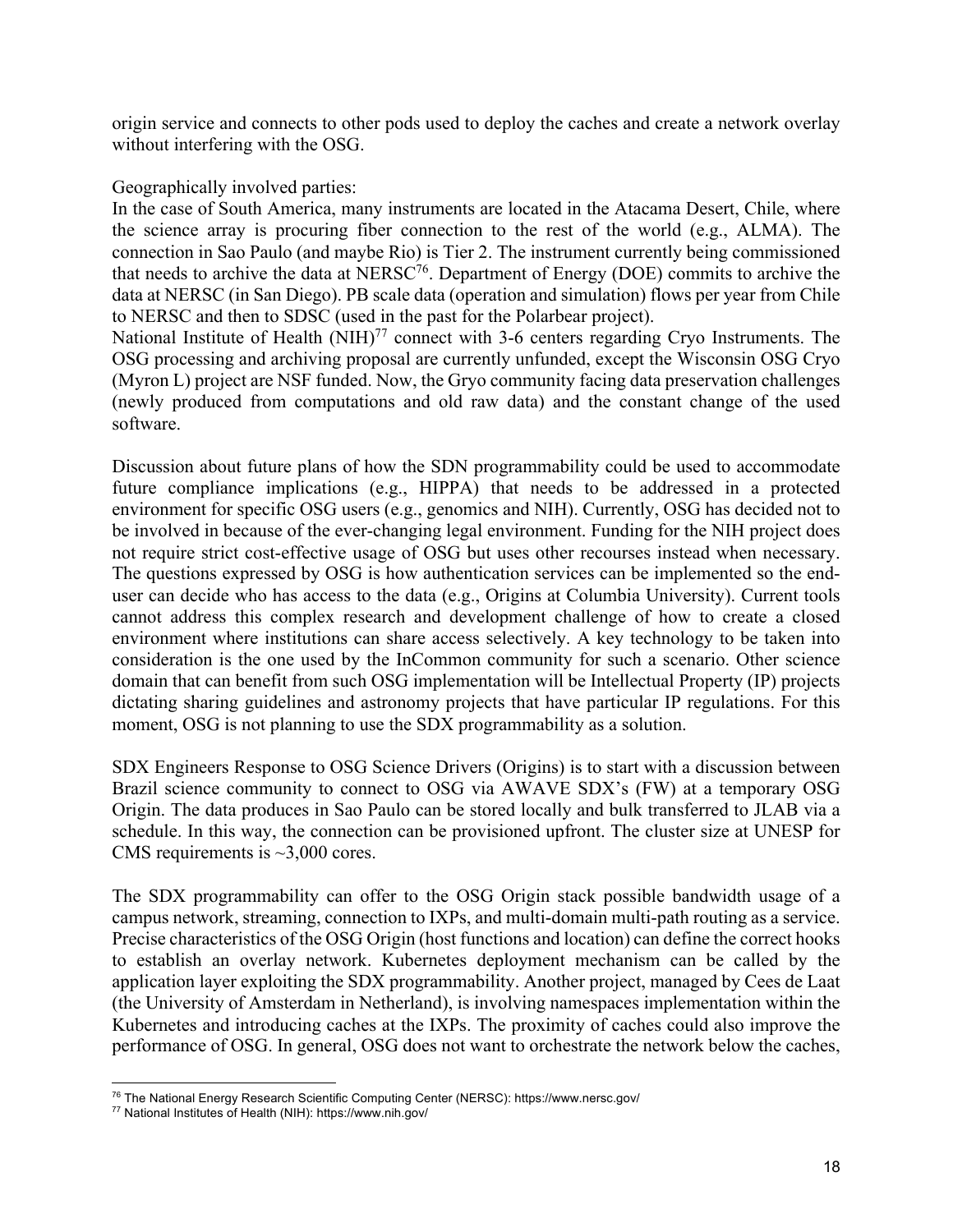origin service and connects to other pods used to deploy the caches and create a network overlay without interfering with the OSG.

Geographically involved parties:
In the case of South America, many instruments are located in the Atacama Desert, Chile, where the science array is procuring fiber connection to the rest of the world (e.g., ALMA). The connection in Sao Paulo (and maybe Rio) is Tier 2. The instrument currently being commissioned that needs to archive the data at NERSC[76]. Department of Energy (DOE) commits to archive the data at NERSC (in San Diego). PB scale data (operation and simulation) flows per year from Chile to NERSC and then to SDSC (used in the past for the Polarbear project).
National Institute of Health (NIH)[77] connect with 3-6 centers regarding Cryo Instruments. The OSG processing and archiving proposal are currently unfunded, except the Wisconsin OSG Cryo (Myron L) project are NSF funded. Now, the Gryo community facing data preservation challenges (newly produced from computations and old raw data) and the constant change of the used software.

Discussion about future plans of how the SDN programmability could be used to accommodate future compliance implications (e.g., HIPPA) that needs to be addressed in a protected environment for specific OSG users (e.g., genomics and NIH). Currently, OSG has decided not to be involved in because of the ever-changing legal environment. Funding for the NIH project does not require strict cost-effective usage of OSG but uses other recourses instead when necessary. The questions expressed by OSG is how authentication services can be implemented so the end-user can decide who has access to the data (e.g., Origins at Columbia University). Current tools cannot address this complex research and development challenge of how to create a closed environment where institutions can share access selectively. A key technology to be taken into consideration is the one used by the InCommon community for such a scenario. Other science domain that can benefit from such OSG implementation will be Intellectual Property (IP) projects dictating sharing guidelines and astronomy projects that have particular IP regulations. For this moment, OSG is not planning to use the SDX programmability as a solution.

SDX Engineers Response to OSG Science Drivers (Origins) is to start with a discussion between Brazil science community to connect to OSG via AWAVE SDX's (FW) at a temporary OSG Origin. The data produces in Sao Paulo can be stored locally and bulk transferred to JLAB via a schedule. In this way, the connection can be provisioned upfront. The cluster size at UNESP for CMS requirements is ~3,000 cores.

The SDX programmability can offer to the OSG Origin stack possible bandwidth usage of a campus network, streaming, connection to IXPs, and multi-domain multi-path routing as a service. Precise characteristics of the OSG Origin (host functions and location) can define the correct hooks to establish an overlay network. Kubernetes deployment mechanism can be called by the application layer exploiting the SDX programmability. Another project, managed by Cees de Laat (the University of Amsterdam in Netherland), is involving namespaces implementation within the Kubernetes and introducing caches at the IXPs. The proximity of caches could also improve the performance of OSG. In general, OSG does not want to orchestrate the network below the caches,

[76] The National Energy Research Scientific Computing Center (NERSC): https://www.nersc.gov/
[77] National Institutes of Health (NIH): https://www.nih.gov/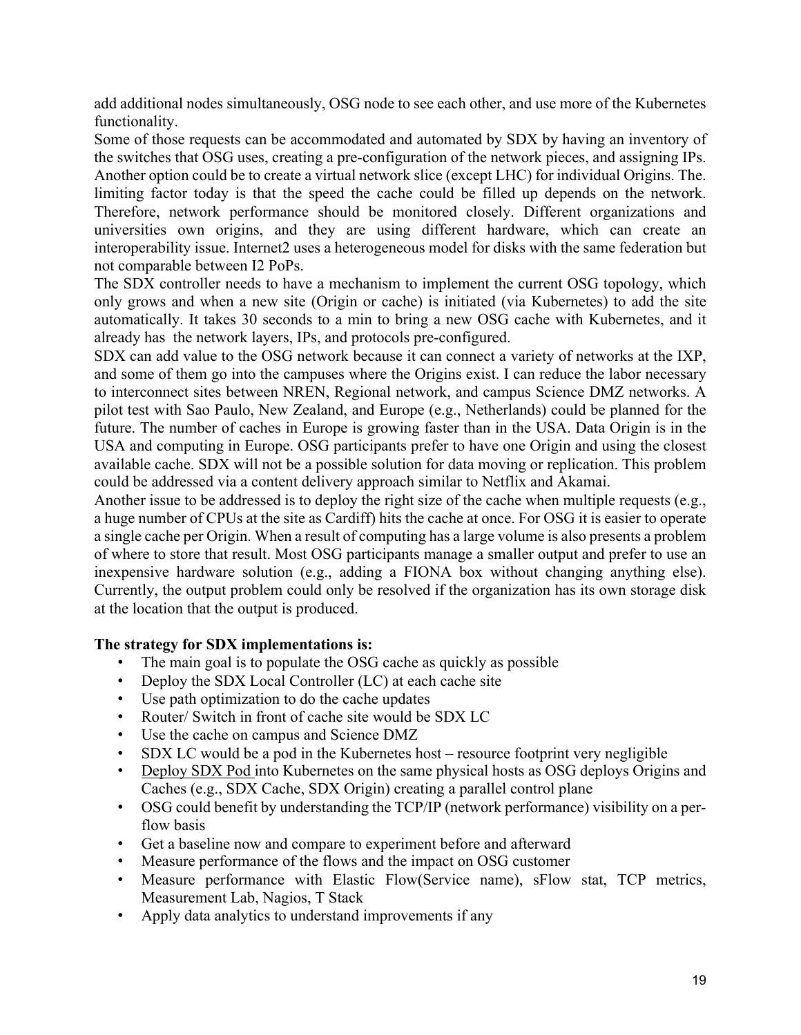add additional nodes simultaneously, OSG node to see each other, and use more of the Kubernetes functionality.

Some of those requests can be accommodated and automated by SDX by having an inventory of the switches that OSG uses, creating a pre-configuration of the network pieces, and assigning IPs. Another option could be to create a virtual network slice (except LHC) for individual Origins. The. limiting factor today is that the speed the cache could be filled up depends on the network. Therefore, network performance should be monitored closely. Different organizations and universities own origins, and they are using different hardware, which can create an interoperability issue. Internet2 uses a heterogeneous model for disks with the same federation but not comparable between I2 PoPs.

The SDX controller needs to have a mechanism to implement the current OSG topology, which only grows and when a new site (Origin or cache) is initiated (via Kubernetes) to add the site automatically. It takes 30 seconds to a min to bring a new OSG cache with Kubernetes, and it already has the network layers, IPs, and protocols pre-configured.

SDX can add value to the OSG network because it can connect a variety of networks at the IXP, and some of them go into the campuses where the Origins exist. I can reduce the labor necessary to interconnect sites between NREN, Regional network, and campus Science DMZ networks. A pilot test with Sao Paulo, New Zealand, and Europe (e.g., Netherlands) could be planned for the future. The number of caches in Europe is growing faster than in the USA. Data Origin is in the USA and computing in Europe. OSG participants prefer to have one Origin and using the closest available cache. SDX will not be a possible solution for data moving or replication. This problem could be addressed via a content delivery approach similar to Netflix and Akamai.

Another issue to be addressed is to deploy the right size of the cache when multiple requests (e.g., a huge number of CPUs at the site as Cardiff) hits the cache at once. For OSG it is easier to operate a single cache per Origin. When a result of computing has a large volume is also presents a problem of where to store that result. Most OSG participants manage a smaller output and prefer to use an inexpensive hardware solution (e.g., adding a FIONA box without changing anything else). Currently, the output problem could only be resolved if the organization has its own storage disk at the location that the output is produced.

**The strategy for SDX implementations is:**

- The main goal is to populate the OSG cache as quickly as possible
- Deploy the SDX Local Controller (LC) at each cache site
- Use path optimization to do the cache updates
- Router/ Switch in front of cache site would be SDX LC
- Use the cache on campus and Science DMZ
- SDX LC would be a pod in the Kubernetes host – resource footprint very negligible
- Deploy SDX Pod into Kubernetes on the same physical hosts as OSG deploys Origins and Caches (e.g., SDX Cache, SDX Origin) creating a parallel control plane
- OSG could benefit by understanding the TCP/IP (network performance) visibility on a per-flow basis
- Get a baseline now and compare to experiment before and afterward
- Measure performance of the flows and the impact on OSG customer
- Measure performance with Elastic Flow(Service name), sFlow stat, TCP metrics, Measurement Lab, Nagios, T Stack
- Apply data analytics to understand improvements if any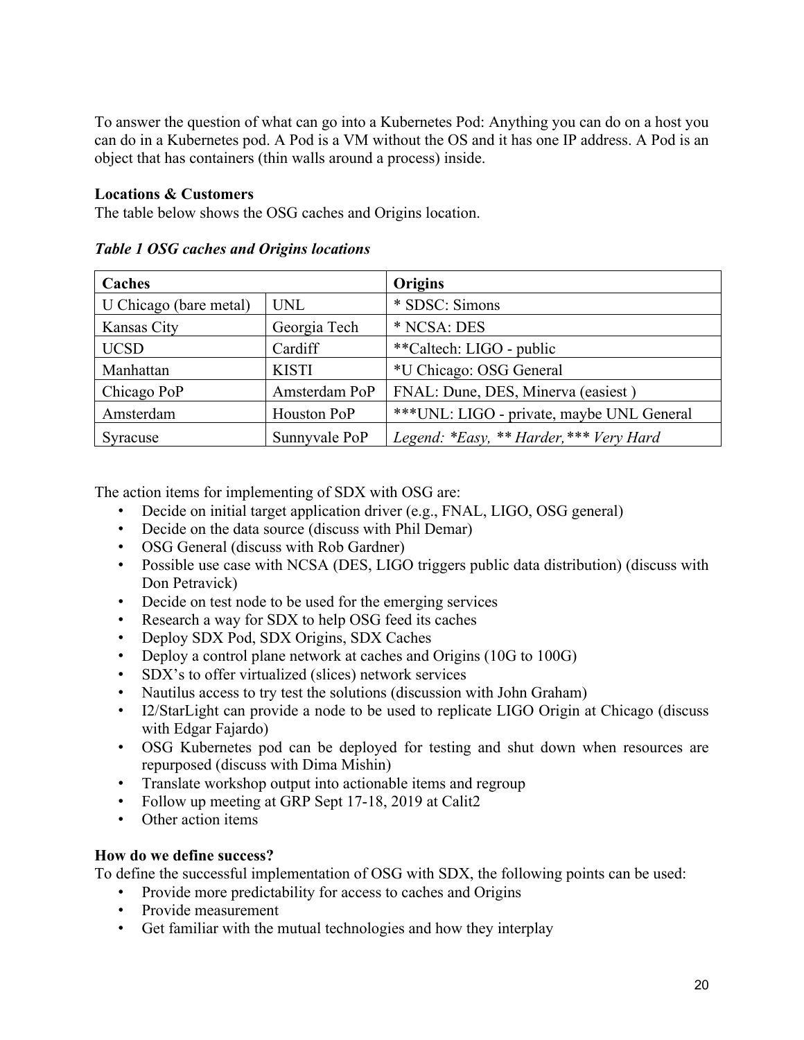To answer the question of what can go into a Kubernetes Pod: Anything you can do on a host you can do in a Kubernetes pod. A Pod is a VM without the OS and it has one IP address. A Pod is an object that has containers (thin walls around a process) inside.

**Locations & Customers**

The table below shows the OSG caches and Origins location.

***Table 1 OSG caches and Origins locations***

| Caches | | Origins |
|---|---|---|
| U Chicago (bare metal) | UNL | * SDSC: Simons |
| Kansas City | Georgia Tech | * NCSA: DES |
| UCSD | Cardiff | **Caltech: LIGO - public |
| Manhattan | KISTI | *U Chicago: OSG General |
| Chicago PoP | Amsterdam PoP | FNAL: Dune, DES, Minerva (easiest ) |
| Amsterdam | Houston PoP | ***UNL: LIGO - private, maybe UNL General |
| Syracuse | Sunnyvale PoP | *Legend: *Easy, ** Harder,*** Very Hard* |

The action items for implementing of SDX with OSG are:

- Decide on initial target application driver (e.g., FNAL, LIGO, OSG general)
- Decide on the data source (discuss with Phil Demar)
- OSG General (discuss with Rob Gardner)
- Possible use case with NCSA (DES, LIGO triggers public data distribution) (discuss with Don Petravick)
- Decide on test node to be used for the emerging services
- Research a way for SDX to help OSG feed its caches
- Deploy SDX Pod, SDX Origins, SDX Caches
- Deploy a control plane network at caches and Origins (10G to 100G)
- SDX's to offer virtualized (slices) network services
- Nautilus access to try test the solutions (discussion with John Graham)
- I2/StarLight can provide a node to be used to replicate LIGO Origin at Chicago (discuss with Edgar Fajardo)
- OSG Kubernetes pod can be deployed for testing and shut down when resources are repurposed (discuss with Dima Mishin)
- Translate workshop output into actionable items and regroup
- Follow up meeting at GRP Sept 17-18, 2019 at Calit2
- Other action items

**How do we define success?**

To define the successful implementation of OSG with SDX, the following points can be used:

- Provide more predictability for access to caches and Origins
- Provide measurement
- Get familiar with the mutual technologies and how they interplay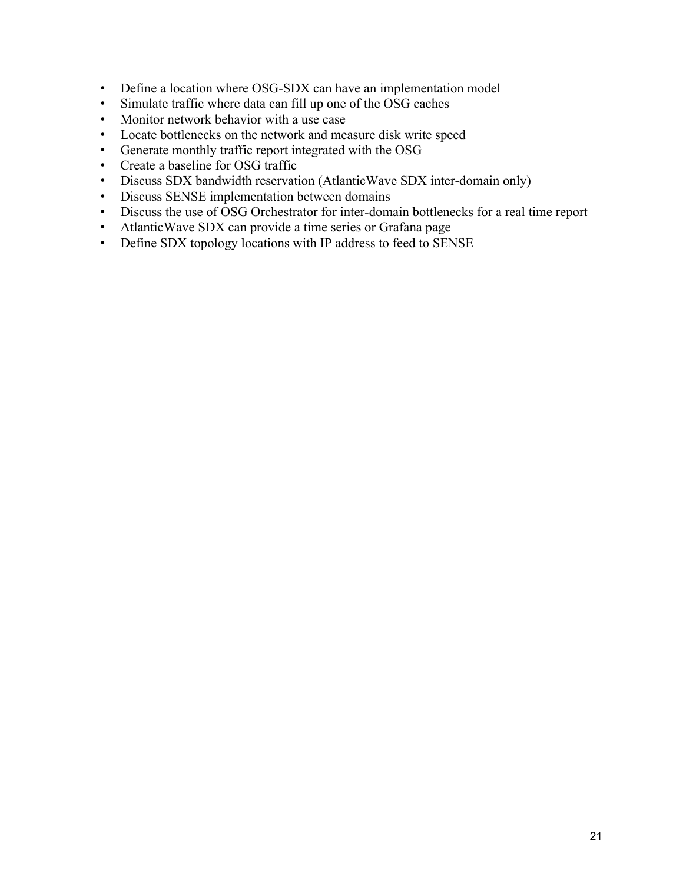- Define a location where OSG-SDX can have an implementation model
- Simulate traffic where data can fill up one of the OSG caches
- Monitor network behavior with a use case
- Locate bottlenecks on the network and measure disk write speed
- Generate monthly traffic report integrated with the OSG
- Create a baseline for OSG traffic
- Discuss SDX bandwidth reservation (AtlanticWave SDX inter-domain only)
- Discuss SENSE implementation between domains
- Discuss the use of OSG Orchestrator for inter-domain bottlenecks for a real time report
- AtlanticWave SDX can provide a time series or Grafana page
- Define SDX topology locations with IP address to feed to SENSE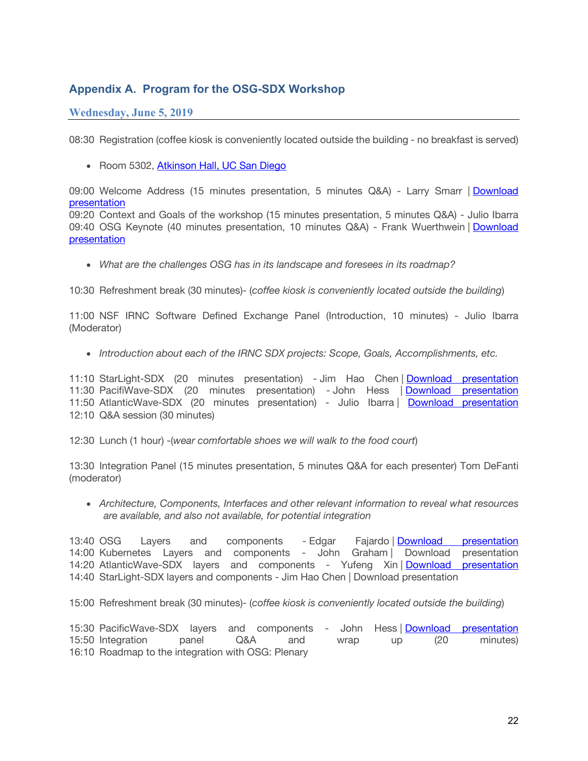## Appendix A. Program for the OSG-SDX Workshop

### Wednesday, June 5, 2019

08:30 Registration (coffee kiosk is conveniently located outside the building - no breakfast is served)

- Room 5302, Atkinson Hall, UC San Diego

09:00 Welcome Address (15 minutes presentation, 5 minutes Q&A) - Larry Smarr | Download presentation
09:20 Context and Goals of the workshop (15 minutes presentation, 5 minutes Q&A) - Julio Ibarra
09:40 OSG Keynote (40 minutes presentation, 10 minutes Q&A) - Frank Wuerthwein | Download presentation

- *What are the challenges OSG has in its landscape and foresees in its roadmap?*

10:30 Refreshment break (30 minutes)- (*coffee kiosk is conveniently located outside the building*)

11:00 NSF IRNC Software Defined Exchange Panel (Introduction, 10 minutes) - Julio Ibarra (Moderator)

- *Introduction about each of the IRNC SDX projects: Scope, Goals, Accomplishments, etc.*

11:10 StarLight-SDX (20 minutes presentation) - Jim Hao Chen | Download presentation
11:30 PacifiWave-SDX (20 minutes presentation) - John Hess | Download presentation
11:50 AtlanticWave-SDX (20 minutes presentation) - Julio Ibarra | Download presentation
12:10 Q&A session (30 minutes)

12:30 Lunch (1 hour) -(*wear comfortable shoes we will walk to the food court*)

13:30 Integration Panel (15 minutes presentation, 5 minutes Q&A for each presenter) Tom DeFanti (moderator)

- *Architecture, Components, Interfaces and other relevant information to reveal what resources are available, and also not available, for potential integration*

13:40 OSG Layers and components - Edgar Fajardo | Download presentation
14:00 Kubernetes Layers and components - John Graham | Download presentation
14:20 AtlanticWave-SDX layers and components - Yufeng Xin | Download presentation
14:40 StarLight-SDX layers and components - Jim Hao Chen | Download presentation

15:00 Refreshment break (30 minutes)- (*coffee kiosk is conveniently located outside the building*)

15:30 PacificWave-SDX layers and components - John Hess | Download presentation
15:50 Integration panel Q&A and wrap up (20 minutes)
16:10 Roadmap to the integration with OSG: Plenary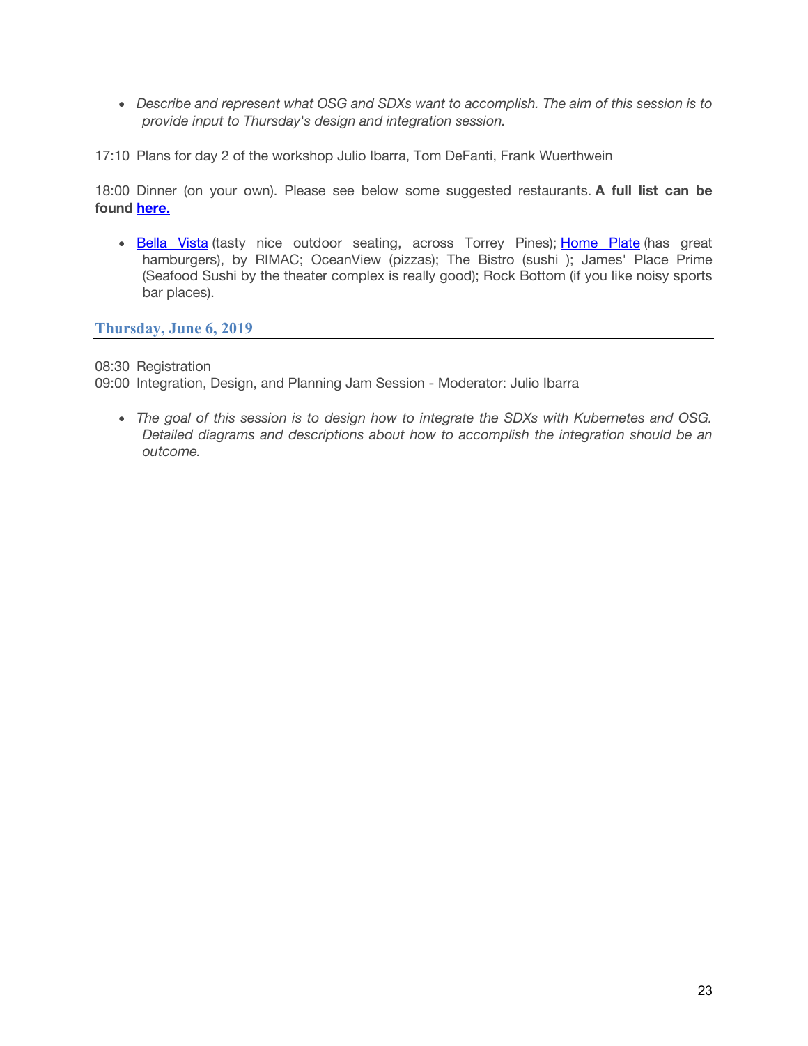- *Describe and represent what OSG and SDXs want to accomplish. The aim of this session is to provide input to Thursday's design and integration session.*

17:10 Plans for day 2 of the workshop Julio Ibarra, Tom DeFanti, Frank Wuerthwein

18:00 Dinner (on your own). Please see below some suggested restaurants. **A full list can be found here.**

- Bella Vista (tasty nice outdoor seating, across Torrey Pines); Home Plate (has great hamburgers), by RIMAC; OceanView (pizzas); The Bistro (sushi ); James' Place Prime (Seafood Sushi by the theater complex is really good); Rock Bottom (if you like noisy sports bar places).

## Thursday, June 6, 2019

08:30 Registration
09:00 Integration, Design, and Planning Jam Session - Moderator: Julio Ibarra

- *The goal of this session is to design how to integrate the SDXs with Kubernetes and OSG. Detailed diagrams and descriptions about how to accomplish the integration should be an outcome.*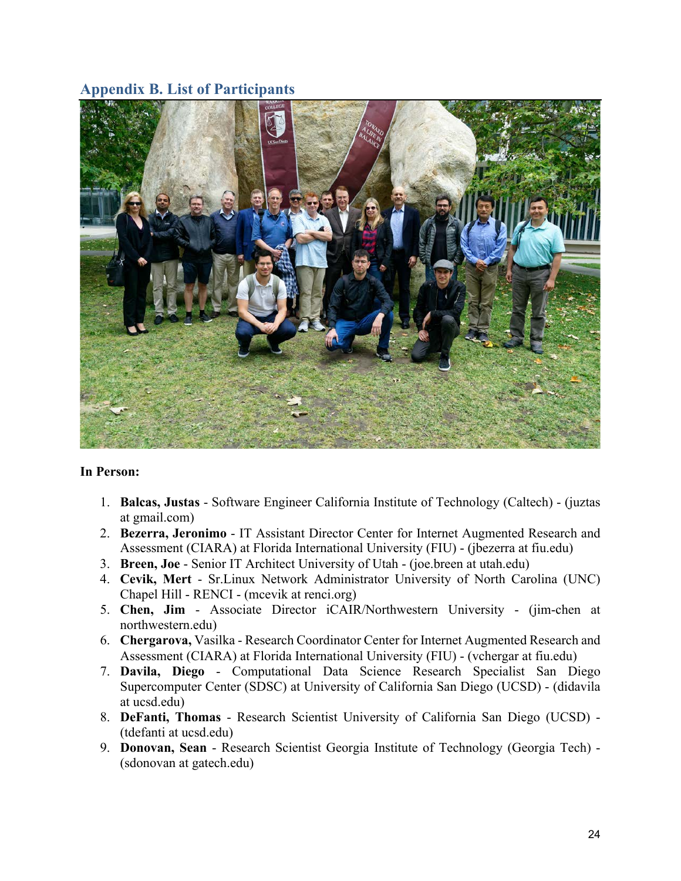## Appendix B. List of Participants

**In Person:**

1. **Balcas, Justas** - Software Engineer California Institute of Technology (Caltech) - (juztas at gmail.com)
2. **Bezerra, Jeronimo** - IT Assistant Director Center for Internet Augmented Research and Assessment (CIARA) at Florida International University (FIU) - (jbezerra at fiu.edu)
3. **Breen, Joe** - Senior IT Architect University of Utah - (joe.breen at utah.edu)
4. **Cevik, Mert** - Sr.Linux Network Administrator University of North Carolina (UNC) Chapel Hill - RENCI - (mcevik at renci.org)
5. **Chen, Jim** - Associate Director iCAIR/Northwestern University - (jim-chen at northwestern.edu)
6. **Chergarova,** Vasilka - Research Coordinator Center for Internet Augmented Research and Assessment (CIARA) at Florida International University (FIU) - (vchergar at fiu.edu)
7. **Davila, Diego** - Computational Data Science Research Specialist San Diego Supercomputer Center (SDSC) at University of California San Diego (UCSD) - (didavila at ucsd.edu)
8. **DeFanti, Thomas** - Research Scientist University of California San Diego (UCSD) - (tdefanti at ucsd.edu)
9. **Donovan, Sean** - Research Scientist Georgia Institute of Technology (Georgia Tech) - (sdonovan at gatech.edu)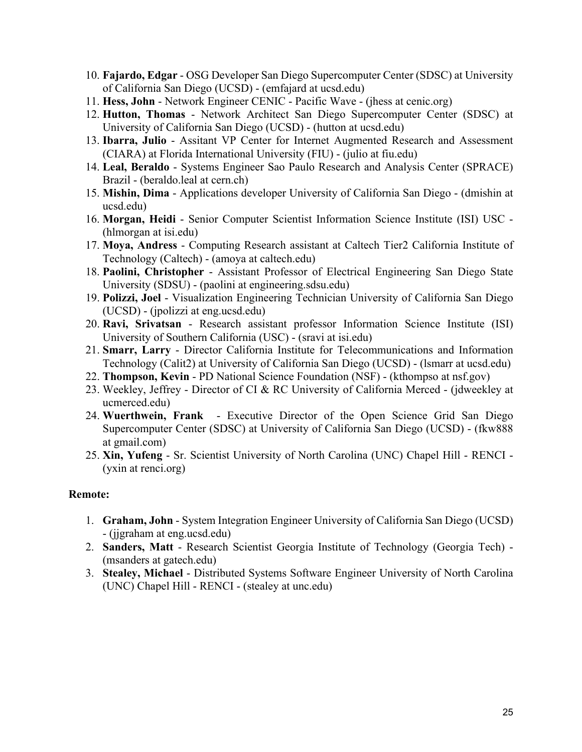10. **Fajardo, Edgar** - OSG Developer San Diego Supercomputer Center (SDSC) at University of California San Diego (UCSD) - (emfajard at ucsd.edu)
11. **Hess, John** - Network Engineer CENIC - Pacific Wave - (jhess at cenic.org)
12. **Hutton, Thomas** - Network Architect San Diego Supercomputer Center (SDSC) at University of California San Diego (UCSD) - (hutton at ucsd.edu)
13. **Ibarra, Julio** - Assitant VP Center for Internet Augmented Research and Assessment (CIARA) at Florida International University (FIU) - (julio at fiu.edu)
14. **Leal, Beraldo** - Systems Engineer Sao Paulo Research and Analysis Center (SPRACE) Brazil - (beraldo.leal at cern.ch)
15. **Mishin, Dima** - Applications developer University of California San Diego - (dmishin at ucsd.edu)
16. **Morgan, Heidi** - Senior Computer Scientist Information Science Institute (ISI) USC - (hlmorgan at isi.edu)
17. **Moya, Andress** - Computing Research assistant at Caltech Tier2 California Institute of Technology (Caltech) - (amoya at caltech.edu)
18. **Paolini, Christopher** - Assistant Professor of Electrical Engineering San Diego State University (SDSU) - (paolini at engineering.sdsu.edu)
19. **Polizzi, Joel** - Visualization Engineering Technician University of California San Diego (UCSD) - (jpolizzi at eng.ucsd.edu)
20. **Ravi, Srivatsan** - Research assistant professor Information Science Institute (ISI) University of Southern California (USC) - (sravi at isi.edu)
21. **Smarr, Larry** - Director California Institute for Telecommunications and Information Technology (Calit2) at University of California San Diego (UCSD) - (lsmarr at ucsd.edu)
22. **Thompson, Kevin** - PD National Science Foundation (NSF) - (kthompso at nsf.gov)
23. Weekley, Jeffrey - Director of CI & RC University of California Merced - (jdweekley at ucmerced.edu)
24. **Wuerthwein, Frank** - Executive Director of the Open Science Grid San Diego Supercomputer Center (SDSC) at University of California San Diego (UCSD) - (fkw888 at gmail.com)
25. **Xin, Yufeng** - Sr. Scientist University of North Carolina (UNC) Chapel Hill - RENCI - (yxin at renci.org)

**Remote:**

1. **Graham, John** - System Integration Engineer University of California San Diego (UCSD) - (jjgraham at eng.ucsd.edu)
2. **Sanders, Matt** - Research Scientist Georgia Institute of Technology (Georgia Tech) - (msanders at gatech.edu)
3. **Stealey, Michael** - Distributed Systems Software Engineer University of North Carolina (UNC) Chapel Hill - RENCI - (stealey at unc.edu)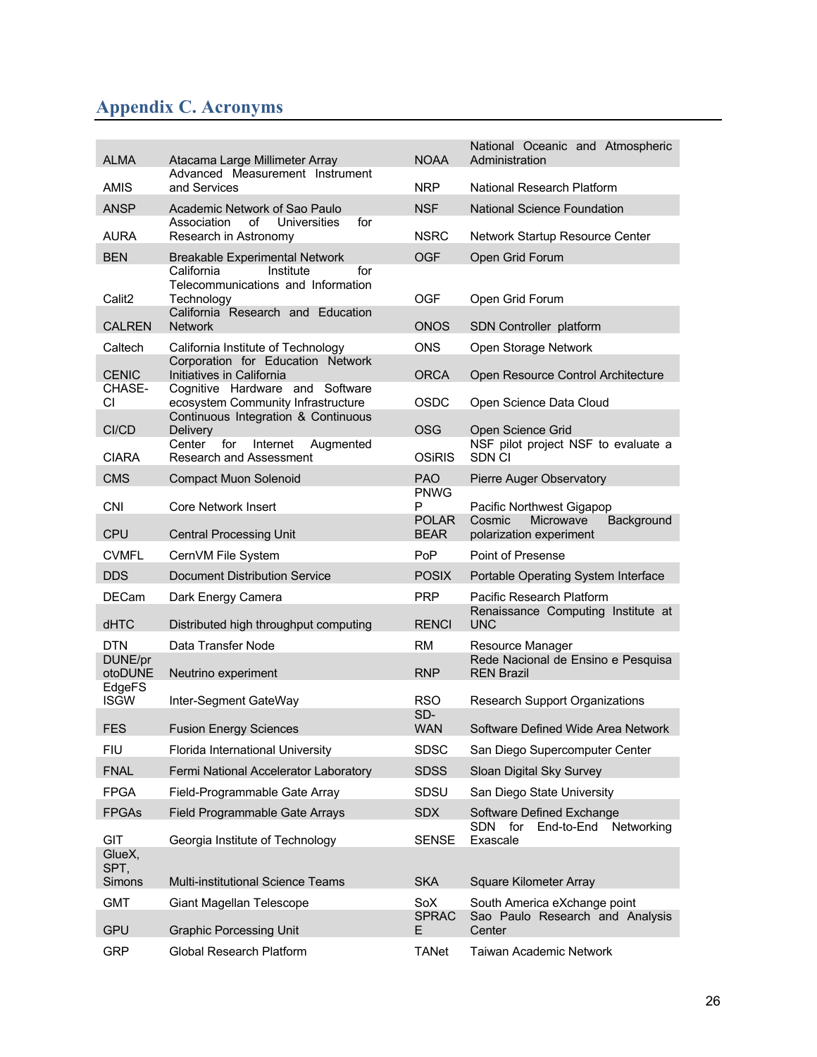## Appendix C. Acronyms

| | | | |
|---|---|---|---|
| ALMA | Atacama Large Millimeter Array | NOAA | National Oceanic and Atmospheric Administration |
| AMIS | Advanced Measurement Instrument and Services | NRP | National Research Platform |
| ANSP | Academic Network of Sao Paulo | NSF | National Science Foundation |
| AURA | Association of Universities for Research in Astronomy | NSRC | Network Startup Resource Center |
| BEN | Breakable Experimental Network | OGF | Open Grid Forum |
| Calit2 | California Institute for Telecommunications and Information Technology | OGF | Open Grid Forum |
| CALREN | California Research and Education Network | ONOS | SDN Controller platform |
| Caltech | California Institute of Technology | ONS | Open Storage Network |
| CENIC | Corporation for Education Network Initiatives in California | ORCA | Open Resource Control Architecture |
| CHASE-CI | Cognitive Hardware and Software ecosystem Community Infrastructure | OSDC | Open Science Data Cloud |
| CI/CD | Continuous Integration & Continuous Delivery | OSG | Open Science Grid |
| CIARA | Center for Internet Augmented Research and Assessment | OSiRIS | NSF pilot project NSF to evaluate a SDN CI |
| CMS | Compact Muon Solenoid | PAO | Pierre Auger Observatory |
| CNI | Core Network Insert | PNWGP | Pacific Northwest Gigapop |
| CPU | Central Processing Unit | POLARBEAR | Cosmic Microwave Background polarization experiment |
| CVMFL | CernVM File System | PoP | Point of Presense |
| DDS | Document Distribution Service | POSIX | Portable Operating System Interface |
| DECam | Dark Energy Camera | PRP | Pacific Research Platform |
| dHTC | Distributed high throughput computing | RENCI | Renaissance Computing Institute at UNC |
| DTN | Data Transfer Node | RM | Resource Manager |
| DUNE/protoDUNE | Neutrino experiment | RNP | Rede Nacional de Ensino e Pesquisa REN Brazil |
| EdgeFS ISGW | Inter-Segment GateWay | RSO | Research Support Organizations |
| FES | Fusion Energy Sciences | SD-WAN | Software Defined Wide Area Network |
| FIU | Florida International University | SDSC | San Diego Supercomputer Center |
| FNAL | Fermi National Accelerator Laboratory | SDSS | Sloan Digital Sky Survey |
| FPGA | Field-Programmable Gate Array | SDSU | San Diego State University |
| FPGAs | Field Programmable Gate Arrays | SDX | Software Defined Exchange |
| GIT | Georgia Institute of Technology | SENSE | SDN for End-to-End Networking Exascale |
| GlueX, SPT, Simons | Multi-institutional Science Teams | SKA | Square Kilometer Array |
| GMT | Giant Magellan Telescope | SoX | South America eXchange point |
| GPU | Graphic Porcessing Unit | SPRACE | Sao Paulo Research and Analysis Center |
| GRP | Global Research Platform | TANet | Taiwan Academic Network |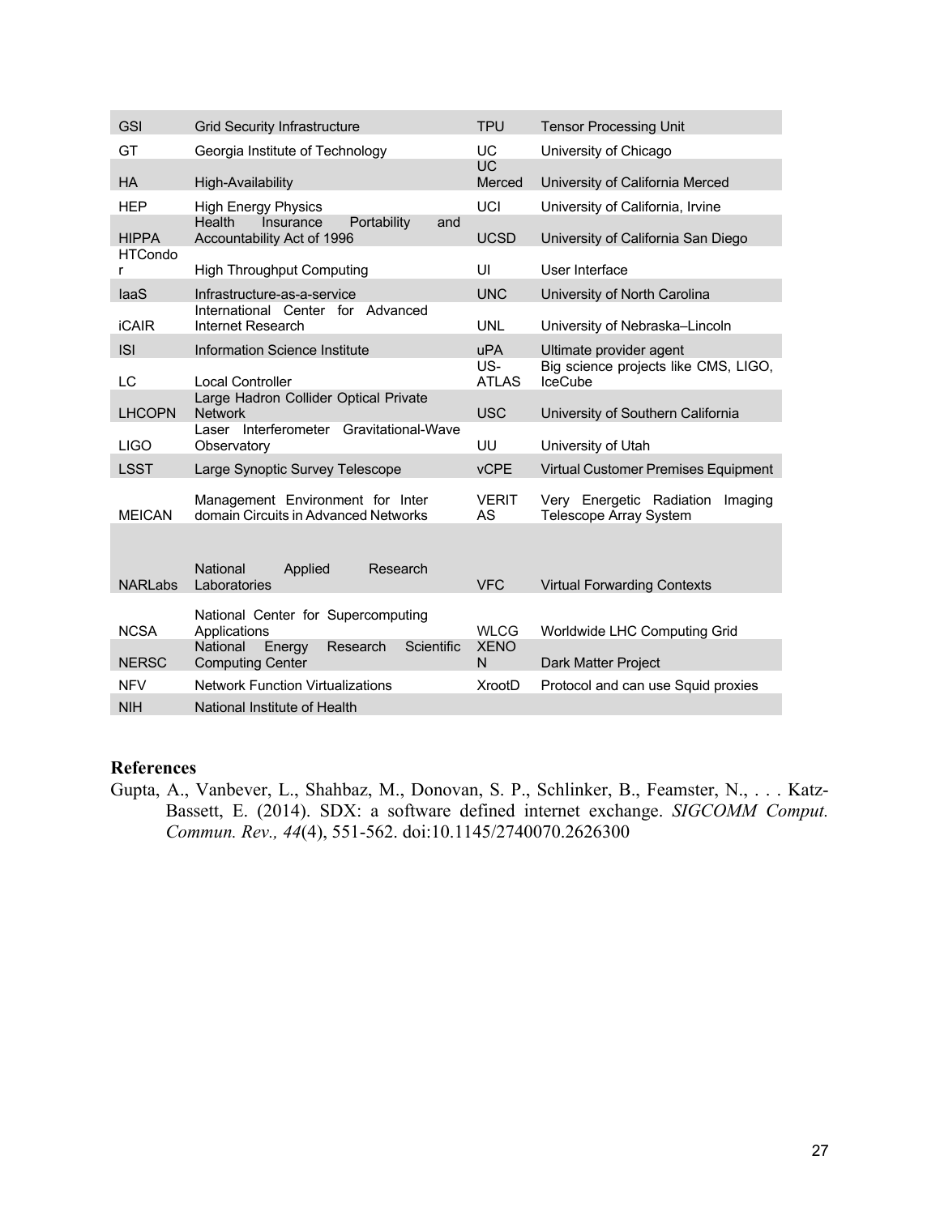| | | | |
|---|---|---|---|
| GSI | Grid Security Infrastructure | TPU | Tensor Processing Unit |
| GT | Georgia Institute of Technology | UC | University of Chicago |
| HA | High-Availability | UC Merced | University of California Merced |
| HEP | High Energy Physics | UCI | University of California, Irvine |
| HIPPA | Health Insurance Portability and Accountability Act of 1996 | UCSD | University of California San Diego |
| HTCondor | High Throughput Computing | UI | User Interface |
| IaaS | Infrastructure-as-a-service | UNC | University of North Carolina |
| iCAIR | International Center for Advanced Internet Research | UNL | University of Nebraska–Lincoln |
| ISI | Information Science Institute | uPA | Ultimate provider agent |
| LC | Local Controller | US-ATLAS | Big science projects like CMS, LIGO, IceCube |
| LHCOPN | Large Hadron Collider Optical Private Network | USC | University of Southern California |
| LIGO | Laser Interferometer Gravitational-Wave Observatory | UU | University of Utah |
| LSST | Large Synoptic Survey Telescope | vCPE | Virtual Customer Premises Equipment |
| MEICAN | Management Environment for Inter domain Circuits in Advanced Networks | VERITAS | Very Energetic Radiation Imaging Telescope Array System |
| NARLabs | National Applied Research Laboratories | VFC | Virtual Forwarding Contexts |
| NCSA | National Center for Supercomputing Applications | WLCG | Worldwide LHC Computing Grid |
| NERSC | National Energy Research Scientific Computing Center | XENON | Dark Matter Project |
| NFV | Network Function Virtualizations | XrootD | Protocol and can use Squid proxies |
| NIH | National Institute of Health | | |

## References

Gupta, A., Vanbever, L., Shahbaz, M., Donovan, S. P., Schlinker, B., Feamster, N., . . . Katz-Bassett, E. (2014). SDX: a software defined internet exchange. *SIGCOMM Comput. Commun. Rev., 44*(4), 551-562. doi:10.1145/2740070.2626300